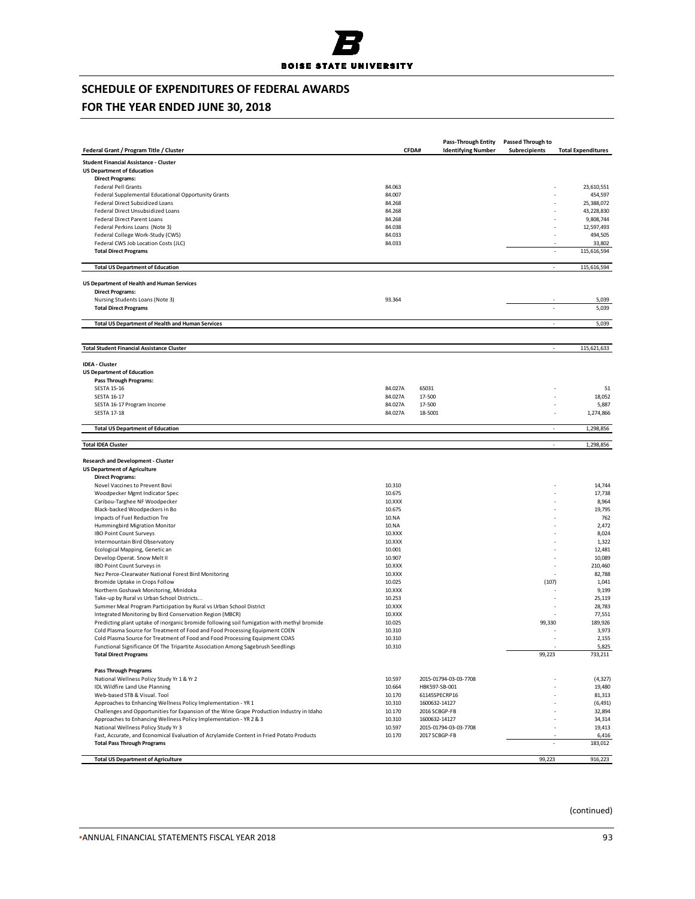# SCHEDULE OF EXPENDITURES OF FEDERAL AWARDS

## FOR THE YEAR ENDED JUNE 30, 2018

| Federal Grant / Program Title / Cluster | CFDA# | Pass-Through Entity Identifying Number | Passed Through to Subrecipients | Total Expenditures |
|---|---|---|---|---|
| **Student Financial Assistance - Cluster** | | | | |
| **US Department of Education** | | | | |
| **Direct Programs:** | | | | |
| Federal Pell Grants | 84.063 | | - | 23,610,551 |
| Federal Supplemental Educational Opportunity Grants | 84.007 | | - | 454,597 |
| Federal Direct Subsidized Loans | 84.268 | | - | 25,388,072 |
| Federal Direct Unsubsidized Loans | 84.268 | | - | 43,228,830 |
| Federal Direct Parent Loans | 84.268 | | - | 9,808,744 |
| Federal Perkins Loans (Note 3) | 84.038 | | - | 12,597,493 |
| Federal College Work-Study (CWS) | 84.033 | | - | 494,505 |
| Federal CWS Job Location Costs (JLC) | 84.033 | | - | 33,802 |
| **Total Direct Programs** | | | - | 115,616,594 |
| **Total US Department of Education** | | | - | 115,616,594 |
| **US Department of Health and Human Services** | | | | |
| **Direct Programs:** | | | | |
| Nursing Students Loans (Note 3) | 93.364 | | - | 5,039 |
| **Total Direct Programs** | | | - | 5,039 |
| **Total US Department of Health and Human Services** | | | - | 5,039 |
| **Total Student Financial Assistance Cluster** | | | - | 115,621,633 |
| **IDEA - Cluster** | | | | |
| **US Department of Education** | | | | |
| **Pass Through Programs:** | | | | |
| SESTA 15-16 | 84.027A | 65031 | - | 51 |
| SESTA 16-17 | 84.027A | 17-500 | - | 18,052 |
| SESTA 16-17 Program Income | 84.027A | 17-500 | - | 5,887 |
| SESTA 17-18 | 84.027A | 18-5001 | - | 1,274,866 |
| **Total US Department of Education** | | | - | 1,298,856 |
| **Total IDEA Cluster** | | | - | 1,298,856 |
| **Research and Development - Cluster** | | | | |
| **US Department of Agriculture** | | | | |
| **Direct Programs:** | | | | |
| Novel Vaccines to Prevent Bovi | 10.310 | | - | 14,744 |
| Woodpecker Mgmt Indicator Spec | 10.675 | | - | 17,738 |
| Caribou-Targhee NF Woodpecker | 10.XXX | | - | 8,964 |
| Black-backed Woodpeckers in Bo | 10.675 | | - | 19,795 |
| Impacts of Fuel Reduction Tre | 10.NA | | - | 762 |
| Hummingbird Migration Monitor | 10.NA | | - | 2,472 |
| IBO Point Count Surveys | 10.XXX | | - | 8,024 |
| Intermountain Bird Observatory | 10.XXX | | - | 1,322 |
| Ecological Mapping, Genetic an | 10.001 | | - | 12,481 |
| Develop Operat. Snow Melt II | 10.907 | | - | 10,089 |
| IBO Point Count Surveys in | 10.XXX | | - | 210,460 |
| Nez Perce-Clearwater National Forest Bird Monitoring | 10.XXX | | - | 82,788 |
| Bromide Uptake in Crops Follow | 10.025 | | (107) | 1,041 |
| Northern Goshawk Monitoring, Minidoka | 10.XXX | | - | 9,199 |
| Take-up by Rural vs Urban School Districts... | 10.253 | | - | 25,119 |
| Summer Meal Program Participation by Rural vs Urban School District | 10.XXX | | - | 28,783 |
| Integrated Monitoring by Bird Conservation Region (MBCR) | 10.XXX | | - | 77,551 |
| Predicting plant uptake of inorganic bromide following soil fumigation with methyl bromide | 10.025 | | 99,330 | 189,926 |
| Cold Plasma Source for Treatment of Food and Food Processing Equipment COEN | 10.310 | | - | 3,973 |
| Cold Plasma Source for Treatment of Food and Food Processing Equipment COAS | 10.310 | | - | 2,155 |
| Functional Significance Of The Tripartite Association Among Sagebrush Seedlings | 10.310 | | - | 5,825 |
| **Total Direct Programs** | | | 99,223 | 733,211 |
| **Pass Through Programs** | | | | |
| National Wellness Policy Study Yr 1 & Yr 2 | 10.597 | 2015-01794-03-03-7708 | - | (4,327) |
| IDL Wildfire Land Use Planning | 10.664 | HBK597-SB-001 | - | 19,480 |
| Web-based STB & Visual. Tool | 10.170 | 61145SPECRP16 | - | 81,313 |
| Approaches to Enhancing Wellness Policy Implementation - YR 1 | 10.310 | 1600632-14127 | - | (6,491) |
| Challenges and Opportunities for Expansion of the Wine Grape Production Industry in Idaho | 10.170 | 2016 SCBGP-FB | - | 32,894 |
| Approaches to Enhancing Wellness Policy Implementation - YR 2 & 3 | 10.310 | 1600632-14127 | - | 34,314 |
| National Wellness Policy Study Yr 3 | 10.597 | 2015-01794-03-03-7708 | - | 19,413 |
| Fast, Accurate, and Economical Evaluation of Acrylamide Content in Fried Potato Products | 10.170 | 2017 SCBGP-FB | - | 6,416 |
| **Total Pass Through Programs** | | | - | 183,012 |
| **Total US Department of Agriculture** | | | 99,223 | 916,223 |

(continued)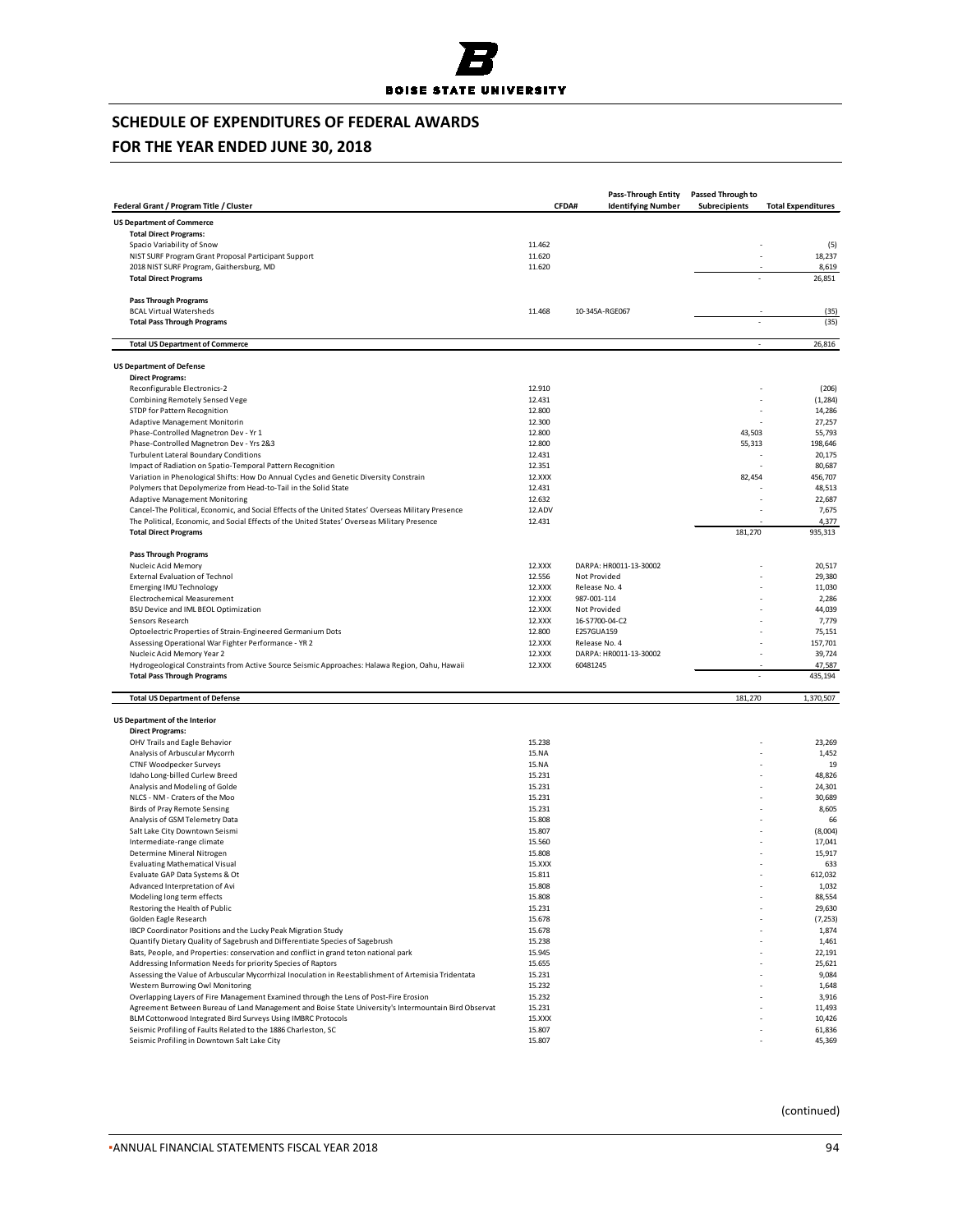# SCHEDULE OF EXPENDITURES OF FEDERAL AWARDS

## FOR THE YEAR ENDED JUNE 30, 2018

| Federal Grant / Program Title / Cluster | CFDA# | Pass-Through Entity Identifying Number | Passed Through to Subrecipients | Total Expenditures |
|---|---|---|---|---|
| **US Department of Commerce** | | | | |
| **Total Direct Programs:** | | | | |
| Spacio Variability of Snow | 11.462 | | - | (5) |
| NIST SURF Program Grant Proposal Participant Support | 11.620 | | - | 18,237 |
| 2018 NIST SURF Program, Gaithersburg, MD | 11.620 | | - | 8,619 |
| **Total Direct Programs** | | | - | 26,851 |
| **Pass Through Programs** | | | | |
| BCAL Virtual Watersheds | 11.468 | 10-345A-RGE067 | - | (35) |
| **Total Pass Through Programs** | | | - | (35) |
| **Total US Department of Commerce** | | | - | 26,816 |
| **US Department of Defense** | | | | |
| **Direct Programs:** | | | | |
| Reconfigurable Electronics-2 | 12.910 | | - | (206) |
| Combining Remotely Sensed Vege | 12.431 | | - | (1,284) |
| STDP for Pattern Recognition | 12.800 | | - | 14,286 |
| Adaptive Management Monitorin | 12.300 | | - | 27,257 |
| Phase-Controlled Magnetron Dev - Yr 1 | 12.800 | | 43,503 | 55,793 |
| Phase-Controlled Magnetron Dev - Yrs 2&3 | 12.800 | | 55,313 | 198,646 |
| Turbulent Lateral Boundary Conditions | 12.431 | | - | 20,175 |
| Impact of Radiation on Spatio-Temporal Pattern Recognition | 12.351 | | - | 80,687 |
| Variation in Phenological Shifts: How Do Annual Cycles and Genetic Diversity Constrain | 12.XXX | | 82,454 | 456,707 |
| Polymers that Depolymerize from Head-to-Tail in the Solid State | 12.431 | | - | 48,513 |
| Adaptive Management Monitoring | 12.632 | | - | 22,687 |
| Cancel-The Political, Economic, and Social Effects of the United States' Overseas Military Presence | 12.ADV | | - | 7,675 |
| The Political, Economic, and Social Effects of the United States' Overseas Military Presence | 12.431 | | - | 4,377 |
| **Total Direct Programs** | | | 181,270 | 935,313 |
| **Pass Through Programs** | | | | |
| Nucleic Acid Memory | 12.XXX | DARPA: HR0011-13-30002 | - | 20,517 |
| External Evaluation of Technol | 12.556 | Not Provided | - | 29,380 |
| Emerging IMU Technology | 12.XXX | Release No. 4 | - | 11,030 |
| Electrochemical Measurement | 12.XXX | 987-001-114 | - | 2,286 |
| BSU Device and IML BEOL Optimization | 12.XXX | Not Provided | - | 44,039 |
| Sensors Research | 12.XXX | 16-S7700-04-C2 | - | 7,779 |
| Optoelectric Properties of Strain-Engineered Germanium Dots | 12.800 | E257GUA159 | - | 75,151 |
| Assessing Operational War Fighter Performance - YR 2 | 12.XXX | Release No. 4 | - | 157,701 |
| Nucleic Acid Memory Year 2 | 12.XXX | DARPA: HR0011-13-30002 | - | 39,724 |
| Hydrogeological Constraints from Active Source Seismic Approaches: Halawa Region, Oahu, Hawaii | 12.XXX | 60481245 | - | 47,587 |
| **Total Pass Through Programs** | | | - | 435,194 |
| **Total US Department of Defense** | | | 181,270 | 1,370,507 |
| **US Department of the Interior** | | | | |
| **Direct Programs:** | | | | |
| OHV Trails and Eagle Behavior | 15.238 | | - | 23,269 |
| Analysis of Arbuscular Mycorrh | 15.NA | | - | 1,452 |
| CTNF Woodpecker Surveys | 15.NA | | - | 19 |
| Idaho Long-billed Curlew Breed | 15.231 | | - | 48,826 |
| Analysis and Modeling of Golde | 15.231 | | - | 24,301 |
| NLCS - NM - Craters of the Moo | 15.231 | | - | 30,689 |
| Birds of Pray Remote Sensing | 15.231 | | - | 8,605 |
| Analysis of GSM Telemetry Data | 15.808 | | - | 66 |
| Salt Lake City Downtown Seismi | 15.807 | | - | (8,004) |
| Intermediate-range climate | 15.560 | | - | 17,041 |
| Determine Mineral Nitrogen | 15.808 | | - | 15,917 |
| Evaluating Mathematical Visual | 15.XXX | | - | 633 |
| Evaluate GAP Data Systems & Ot | 15.811 | | - | 612,032 |
| Advanced Interpretation of Avi | 15.808 | | - | 1,032 |
| Modeling long term effects | 15.808 | | - | 88,554 |
| Restoring the Health of Public | 15.231 | | - | 29,630 |
| Golden Eagle Research | 15.678 | | - | (7,253) |
| IBCP Coordinator Positions and the Lucky Peak Migration Study | 15.678 | | - | 1,874 |
| Quantify Dietary Quality of Sagebrush and Differentiate Species of Sagebrush | 15.238 | | - | 1,461 |
| Bats, People, and Properties: conservation and conflict in grand teton national park | 15.945 | | - | 22,191 |
| Addressing Information Needs for priority Species of Raptors | 15.655 | | - | 25,621 |
| Assessing the Value of Arbuscular Mycorrhizal Inoculation in Reestablishment of Artemisia Tridentata | 15.231 | | - | 9,084 |
| Western Burrowing Owl Monitoring | 15.232 | | - | 1,648 |
| Overlapping Layers of Fire Management Examined through the Lens of Post-Fire Erosion | 15.232 | | - | 3,916 |
| Agreement Between Bureau of Land Management and Boise State University's Intermountain Bird Observat | 15.231 | | - | 11,493 |
| BLM Cottonwood Integrated Bird Surveys Using IMBRC Protocols | 15.XXX | | - | 10,426 |
| Seismic Profiling of Faults Related to the 1886 Charleston, SC | 15.807 | | - | 61,836 |
| Seismic Profiling in Downtown Salt Lake City | 15.807 | | - | 45,369 |

(continued)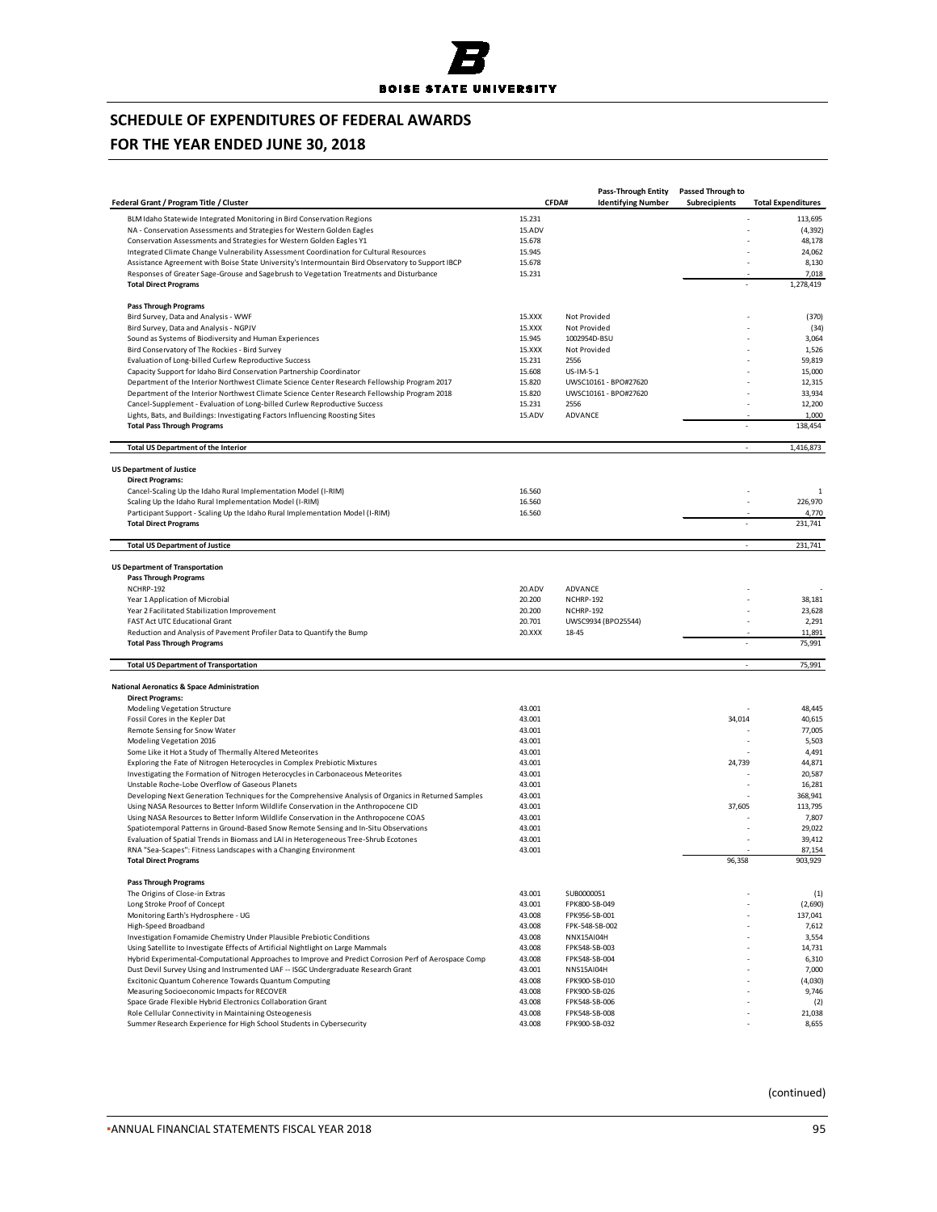# SCHEDULE OF EXPENDITURES OF FEDERAL AWARDS

# FOR THE YEAR ENDED JUNE 30, 2018

| Federal Grant / Program Title / Cluster | CFDA# | Pass-Through Entity Identifying Number | Passed Through to Subrecipients | Total Expenditures |
|---|---|---|---|---|
| BLM Idaho Statewide Integrated Monitoring in Bird Conservation Regions | 15.231 | | - | 113,695 |
| NA - Conservation Assessments and Strategies for Western Golden Eagles | 15.ADV | | - | (4,392) |
| Conservation Assessments and Strategies for Western Golden Eagles Y1 | 15.678 | | - | 48,178 |
| Integrated Climate Change Vulnerability Assessment Coordination for Cultural Resources | 15.945 | | - | 24,062 |
| Assistance Agreement with Boise State University's Intermountain Bird Observatory to Support IBCP | 15.678 | | - | 8,130 |
| Responses of Greater Sage-Grouse and Sagebrush to Vegetation Treatments and Disturbance | 15.231 | | - | 7,018 |
| **Total Direct Programs** | | | - | 1,278,419 |
| | | | | |
| **Pass Through Programs** | | | | |
| Bird Survey, Data and Analysis - WWF | 15.XXX | Not Provided | - | (370) |
| Bird Survey, Data and Analysis - NGPJV | 15.XXX | Not Provided | - | (34) |
| Sound as Systems of Biodiversity and Human Experiences | 15.945 | 1002954D-BSU | - | 3,064 |
| Bird Conservatory of The Rockies - Bird Survey | 15.XXX | Not Provided | - | 1,526 |
| Evaluation of Long-billed Curlew Reproductive Success | 15.231 | 2556 | - | 59,819 |
| Capacity Support for Idaho Bird Conservation Partnership Coordinator | 15.608 | US-IM-5-1 | - | 15,000 |
| Department of the Interior Northwest Climate Science Center Research Fellowship Program 2017 | 15.820 | UWSC10161 - BPO#27620 | - | 12,315 |
| Department of the Interior Northwest Climate Science Center Research Fellowship Program 2018 | 15.820 | UWSC10161 - BPO#27620 | - | 33,934 |
| Cancel-Supplement - Evaluation of Long-billed Curlew Reproductive Success | 15.231 | 2556 | - | 12,200 |
| Lights, Bats, and Buildings: Investigating Factors Influencing Roosting Sites | 15.ADV | ADVANCE | - | 1,000 |
| **Total Pass Through Programs** | | | - | 138,454 |
| | | | | |
| **Total US Department of the Interior** | | | - | 1,416,873 |
| | | | | |
| **US Department of Justice** | | | | |
| **Direct Programs:** | | | | |
| Cancel-Scaling Up the Idaho Rural Implementation Model (I-RIM) | 16.560 | | - | 1 |
| Scaling Up the Idaho Rural Implementation Model (I-RIM) | 16.560 | | - | 226,970 |
| Participant Support - Scaling Up the Idaho Rural Implementation Model (I-RIM) | 16.560 | | - | 4,770 |
| **Total Direct Programs** | | | - | 231,741 |
| | | | | |
| **Total US Department of Justice** | | | - | 231,741 |
| | | | | |
| **US Department of Transportation** | | | | |
| **Pass Through Programs** | | | | |
| NCHRP-192 | 20.ADV | ADVANCE | - | - |
| Year 1 Application of Microbial | 20.200 | NCHRP-192 | - | 38,181 |
| Year 2 Facilitated Stabilization Improvement | 20.200 | NCHRP-192 | - | 23,628 |
| FAST Act UTC Educational Grant | 20.701 | UWSC9934 (BPO25544) | - | 2,291 |
| Reduction and Analysis of Pavement Profiler Data to Quantify the Bump | 20.XXX | 18-45 | - | 11,891 |
| **Total Pass Through Programs** | | | - | 75,991 |
| | | | | |
| **Total US Department of Transportation** | | | - | 75,991 |
| | | | | |
| **National Aeronatics & Space Administration** | | | | |
| **Direct Programs:** | | | | |
| Modeling Vegetation Structure | 43.001 | | - | 48,445 |
| Fossil Cores in the Kepler Dat | 43.001 | | 34,014 | 40,615 |
| Remote Sensing for Snow Water | 43.001 | | - | 77,005 |
| Modeling Vegetation 2016 | 43.001 | | - | 5,503 |
| Some Like it Hot a Study of Thermally Altered Meteorites | 43.001 | | - | 4,491 |
| Exploring the Fate of Nitrogen Heterocycles in Complex Prebiotic Mixtures | 43.001 | | 24,739 | 44,871 |
| Investigating the Formation of Nitrogen Heterocycles in Carbonaceous Meteorites | 43.001 | | - | 20,587 |
| Unstable Roche-Lobe Overflow of Gaseous Planets | 43.001 | | - | 16,281 |
| Developing Next Generation Techniques for the Comprehensive Analysis of Organics in Returned Samples | 43.001 | | - | 368,941 |
| Using NASA Resources to Better Inform Wildlife Conservation in the Anthropocene CID | 43.001 | | 37,605 | 113,795 |
| Using NASA Resources to Better Inform Wildlife Conservation in the Anthropocene COAS | 43.001 | | - | 7,807 |
| Spatiotemporal Patterns in Ground-Based Snow Remote Sensing and In-Situ Observations | 43.001 | | - | 29,022 |
| Evaluation of Spatial Trends in Biomass and LAI in Heterogeneous Tree-Shrub Ecotones | 43.001 | | - | 39,412 |
| RNA "Sea-Scapes": Fitness Landscapes with a Changing Environment | 43.001 | | - | 87,154 |
| **Total Direct Programs** | | | 96,358 | 903,929 |
| | | | | |
| **Pass Through Programs** | | | | |
| The Origins of Close-in Extras | 43.001 | SUB0000051 | - | (1) |
| Long Stroke Proof of Concept | 43.001 | FPK800-SB-049 | - | (2,690) |
| Monitoring Earth's Hydrosphere - UG | 43.008 | FPK956-SB-001 | - | 137,041 |
| High-Speed Broadband | 43.008 | FPK-548-SB-002 | - | 7,612 |
| Investigation Fomamide Chemistry Under Plausible Prebiotic Conditions | 43.008 | NNX15AI04H | - | 3,554 |
| Using Satellite to Investigate Effects of Artificial Nightlight on Large Mammals | 43.008 | FPK548-SB-003 | - | 14,731 |
| Hybrid Experimental-Computational Approaches to Improve and Predict Corrosion Perf of Aerospace Comp | 43.008 | FPK548-SB-004 | - | 6,310 |
| Dust Devil Survey Using and Instrumented UAF -- ISGC Undergraduate Research Grant | 43.001 | NNS15AI04H | - | 7,000 |
| Excitonic Quantum Coherence Towards Quantum Computing | 43.008 | FPK900-SB-010 | - | (4,030) |
| Measuring Socioeconomic Impacts for RECOVER | 43.008 | FPK900-SB-026 | - | 9,746 |
| Space Grade Flexible Hybrid Electronics Collaboration Grant | 43.008 | FPK548-SB-006 | - | (2) |
| Role Cellular Connectivity in Maintaining Osteogenesis | 43.008 | FPK548-SB-008 | - | 21,038 |
| Summer Research Experience for High School Students in Cybersecurity | 43.008 | FPK900-SB-032 | - | 8,655 |

(continued)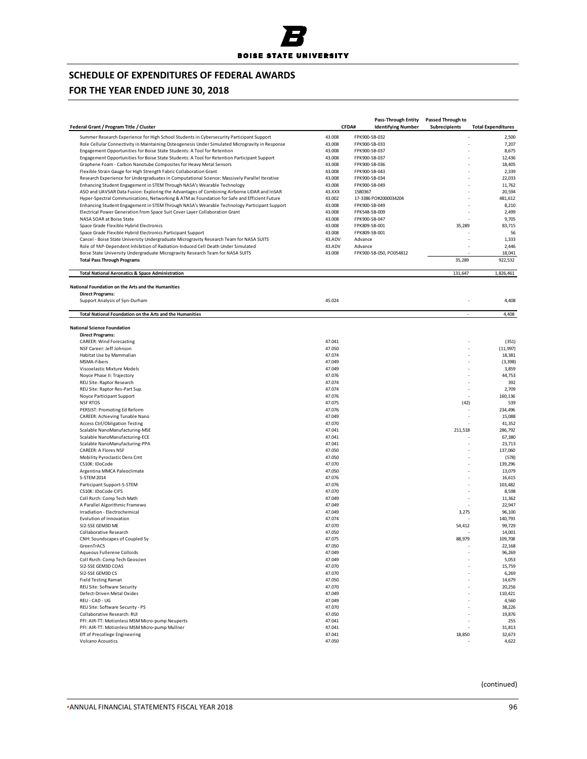# SCHEDULE OF EXPENDITURES OF FEDERAL AWARDS

## FOR THE YEAR ENDED JUNE 30, 2018

| Federal Grant / Program Title / Cluster | CFDA# | Pass-Through Entity Identifying Number | Passed Through to Subrecipients | Total Expenditures |
|---|---|---|---|---|
| Summer Research Experience for High School Students in Cybersecurity Participant Support | 43.008 | FPK900-SB-032 | - | 2,500 |
| Role Cellular Connectivity in Maintaining Osteogenesis Under Simulated Microgravity in Response | 43.008 | FPK900-SB-033 | - | 7,207 |
| Engagement Opportunities for Boise State Students: A Tool for Retention | 43.008 | FPK900-SB-037 | - | 8,675 |
| Engagement Opportunities for Boise State Students: A Tool for Retention Participant Support | 43.008 | FPK900-SB-037 | - | 12,436 |
| Graphene Foam - Carbon Nanotube Composites for Heavy Metal Sensors | 43.008 | FPK900-SB-036 | - | 18,405 |
| Flexible Strain Gauge for High Strength Fabric Collaboration Grant | 43.008 | FPK900-SB-043 | - | 2,339 |
| Research Experience for Undergraduates in Computational Science: Massively Parallel Iterative | 43.008 | FPK900-SB-034 | - | 22,033 |
| Enhancing Student Engagement in STEM Through NASA's Wearable Technology | 43.008 | FPK900-SB-049 | - | 11,762 |
| ASO and UAVSAR Data Fusion: Exploring the Advantages of Combining Airborne LIDAR and InSAR | 43.XXX | 1580367 | - | 20,594 |
| Hyper-Spectral Communications, Networking & ATM as Foundation for Safe and Efficient Future | 43.002 | 17-3386 PO#2000034204 | - | 481,612 |
| Enhancing Student Engagement in STEM Through NASA's Wearable Technology Participant Support | 43.008 | FPK900-SB-049 | - | 8,210 |
| Electrical Power Generation from Space Suit Cover Layer Collaboration Grant | 43.008 | FPK548-SB-009 | - | 2,499 |
| NASA SOAR at Boise State | 43.008 | FPK900-SB-047 | - | 9,705 |
| Space Grade Flexible Hybrid Electronics | 43.008 | FPK809-SB-001 | 35,289 | 83,715 |
| Space Grade Flexible Hybrid Electronics Participant Support | 43.008 | FPK809-SB-001 | - | 56 |
| Cancel - Boise State University Undergraduate Microgravity Research Team for NASA SUITS | 43.ADV | Advance | - | 1,333 |
| Role of YAP-Dependent Inhibition of Radiation-Induced Cell Death Under Simulated | 43.ADV | Advance | - | 2,446 |
| Boise State University Undergraduate Microgravity Research Team for NASA SUITS | 43.008 | FPK900-SB-050, PO054812 | - | 18,041 |
| **Total Pass Through Programs** | | | 35,289 | 922,532 |
| | | | | |
| **Total National Aeronautics & Space Administration** | | | 131,647 | 1,826,461 |
| | | | | |
| **National Foundation on the Arts and the Humanities** | | | | |
| **Direct Programs:** | | | | |
| Support Analysis of Syn-Durham | 45.024 | | - | 4,408 |
| | | | | |
| **Total National Foundation on the Arts and the Humanities** | | | - | 4,408 |
| | | | | |
| **National Science Foundation** | | | | |
| **Direct Programs:** | | | | |
| CAREER: Wind Forecasting | 47.041 | | - | (351) |
| NSF Career: Jeff Johnson | 47.050 | | - | (11,997) |
| Habitat Use by Mammalian | 47.074 | | - | 18,381 |
| MSMA-Fibers | 47.049 | | - | (3,398) |
| Viscoelastic Mixture Models | 47.049 | | - | 3,859 |
| Noyce Phase II: Trajectory | 47.076 | | - | 44,753 |
| REU Site: Raptor Research | 47.074 | | - | 392 |
| REU Site: Raptor Res-Part Sup. | 47.074 | | - | 2,709 |
| Noyce Participant Support | 47.076 | | - | 160,136 |
| NSF RTOS | 47.075 | | (42) | 539 |
| PERSIST: Promoting Ed Reform | 47.076 | | - | 234,496 |
| CAREER: Achieving Tunable Nano | 47.049 | | - | 15,088 |
| Access Ctrl/Obligation Testing | 47.070 | | - | 41,352 |
| Scalable NanoManufacturing-MSE | 47.041 | | 211,518 | 286,792 |
| Scalable NanoManufacturing-ECE | 47.041 | | - | 67,380 |
| Scalable NanoManufacturing-PPA | 47.041 | | - | 23,713 |
| CAREER: A Flores NSF | 47.050 | | - | 137,060 |
| Mobility Pyroclastic Dens Cmt | 47.050 | | - | (578) |
| CS10K: IDoCode | 47.070 | | - | 139,296 |
| Argentina MMCA Paleoclimate | 47.050 | | - | 13,079 |
| S-STEM 2014 | 47.076 | | - | 16,615 |
| Participant Support-S-STEM | 47.076 | | - | 103,482 |
| CS10K: IDoCode CIFS | 47.070 | | - | 8,598 |
| Coll Rsrch: Comp Tech Math | 47.049 | | - | 11,362 |
| A Parallel Algorithmic Framewo | 47.049 | | - | 22,947 |
| Irradiation - Electrochemical | 47.049 | | 3,275 | 96,100 |
| Evolution of Innovation | 47.074 | | - | 140,793 |
| SI2-SSE GEM3D ME | 47.070 | | 54,412 | 99,729 |
| Collaborative Research | 47.050 | | - | 14,001 |
| CNH: Soundscapes of Coupled Sy | 47.075 | | 88,979 | 109,708 |
| GreenTrACS | 47.050 | | - | 22,168 |
| Aqueous Fullerene Colloids | 47.049 | | - | 96,269 |
| Coll Rsrch: Comp Tech Geoscien | 47.049 | | - | 5,053 |
| SI2-SSE GEM3D COAS | 47.070 | | - | 15,759 |
| SI2-SSE GEM3D CS | 47.070 | | - | 6,269 |
| Field Testing Raman | 47.050 | | - | 14,679 |
| REU Site: Software Security | 47.070 | | - | 20,256 |
| Defect-Driven Metal Oxides | 47.049 | | - | 110,421 |
| REU - CAD - UG | 47.049 | | - | 4,560 |
| REU Site: Software Security - PS | 47.070 | | - | 38,226 |
| Collaborative Research: RUI | 47.050 | | - | 19,876 |
| PFI: AIR-TT: Motionless MSM Micro-pump Neuperts | 47.041 | | - | 255 |
| PFI: AIR-TT: Motionless MSM Micro-pump Mullner | 47.041 | | - | 31,813 |
| Eff of Precollege Engineering | 47.041 | | 18,850 | 32,673 |
| Volcano Acoustics | 47.050 | | - | 4,622 |

(continued)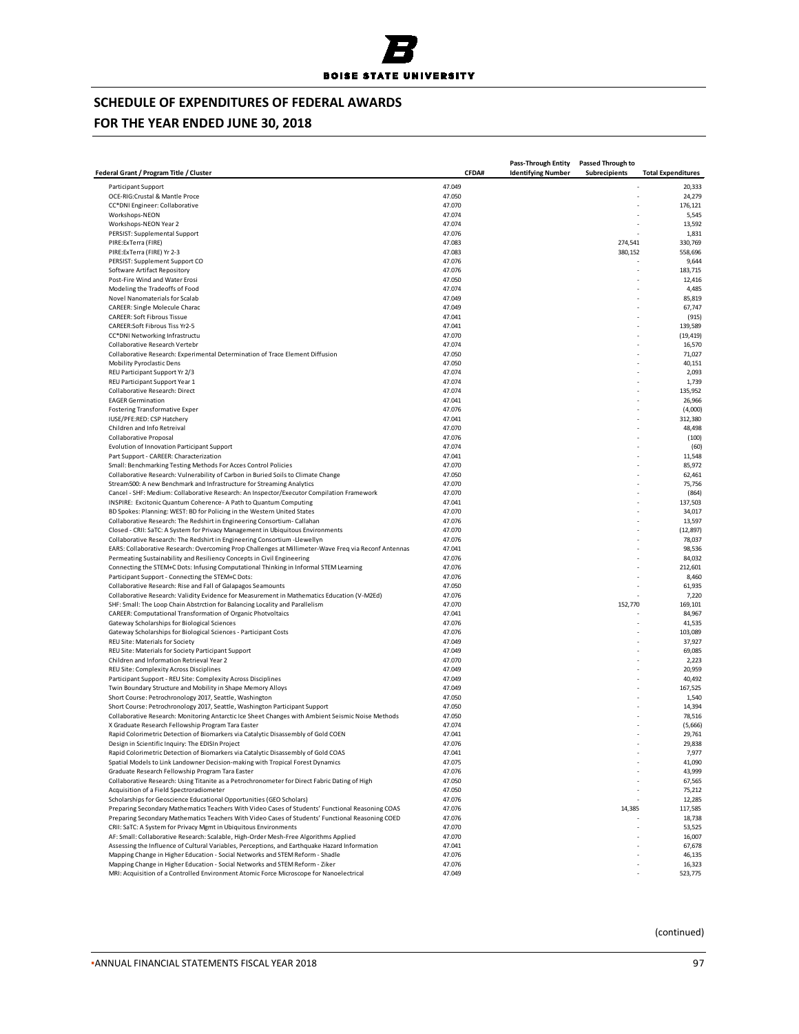# SCHEDULE OF EXPENDITURES OF FEDERAL AWARDS

## FOR THE YEAR ENDED JUNE 30, 2018

| Federal Grant / Program Title / Cluster | CFDA# | Pass-Through Entity Identifying Number | Passed Through to Subrecipients | Total Expenditures |
|---|---|---|---|---|
| Participant Support | 47.049 | | - | 20,333 |
| OCE-RIG:Crustal & Mantle Proce | 47.050 | | - | 24,279 |
| CC*DNI Engineer: Collaborative | 47.070 | | - | 176,121 |
| Workshops-NEON | 47.074 | | - | 5,545 |
| Workshops-NEON Year 2 | 47.074 | | - | 13,592 |
| PERSIST: Supplemental Support | 47.076 | | - | 1,831 |
| PIRE:ExTerra (FIRE) | 47.083 | | 274,541 | 330,769 |
| PIRE:ExTerra (FIRE) Yr 2-3 | 47.083 | | 380,152 | 558,696 |
| PERSIST: Supplement Support CO | 47.076 | | - | 9,644 |
| Software Artifact Repository | 47.076 | | - | 183,715 |
| Post-Fire Wind and Water Erosi | 47.050 | | - | 12,416 |
| Modeling the Tradeoffs of Food | 47.074 | | - | 4,485 |
| Novel Nanomaterials for Scalab | 47.049 | | - | 85,819 |
| CAREER: Single Molecule Charac | 47.049 | | - | 67,747 |
| CAREER: Soft Fibrous Tissue | 47.041 | | - | (915) |
| CAREER:Soft Fibrous Tiss Yr2-5 | 47.041 | | - | 139,589 |
| CC*DNI Networking Infrastructu | 47.070 | | - | (19,419) |
| Collaborative Research Vertebr | 47.074 | | - | 16,570 |
| Collaborative Research: Experimental Determination of Trace Element Diffusion | 47.050 | | - | 71,027 |
| Mobility Pyroclastic Dens | 47.050 | | - | 40,151 |
| REU Participant Support Yr 2/3 | 47.074 | | - | 2,093 |
| REU Participant Support Year 1 | 47.074 | | - | 1,739 |
| Collaborative Research: Direct | 47.074 | | - | 135,952 |
| EAGER Germination | 47.041 | | - | 26,966 |
| Fostering Transformative Exper | 47.076 | | - | (4,000) |
| IUSE/PFE:RED: CSP Hatchery | 47.041 | | - | 312,380 |
| Children and Info Retreival | 47.070 | | - | 48,498 |
| Collaborative Proposal | 47.076 | | - | (100) |
| Evolution of Innovation Participant Support | 47.074 | | - | (60) |
| Part Support - CAREER: Characterization | 47.041 | | - | 11,548 |
| Small: Benchmarking Testing Methods For Acces Control Policies | 47.070 | | - | 85,972 |
| Collaborative Research: Vulnerability of Carbon in Buried Soils to Climate Change | 47.050 | | - | 62,461 |
| Stream500: A new Benchmark and Infrastructure for Streaming Analytics | 47.070 | | - | 75,756 |
| Cancel - SHF: Medium: Collaborative Research: An Inspector/Executor Compilation Framework | 47.070 | | - | (864) |
| INSPIRE: Excitonic Quantum Coherence- A Path to Quantum Computing | 47.041 | | - | 137,503 |
| BD Spokes: Planning: WEST: BD for Policing in the Western United States | 47.070 | | - | 34,017 |
| Collaborative Research: The Redshirt in Engineering Consortium- Callahan | 47.076 | | - | 13,597 |
| Closed - CRII: SaTC: A System for Privacy Management in Ubiquitous Environments | 47.070 | | - | (12,897) |
| Collaborative Research: The Redshirt in Engineering Consortium -Llewellyn | 47.076 | | - | 78,037 |
| EARS: Collaborative Research: Overcoming Prop Challenges at Millimeter-Wave Freq via Reconf Antennas | 47.041 | | - | 98,536 |
| Permeating Sustainability and Resiliency Concepts in Civil Engineering | 47.076 | | - | 84,032 |
| Connecting the STEM+C Dots: Infusing Computational Thinking in Informal STEM Learning | 47.076 | | - | 212,601 |
| Participant Support - Connecting the STEM+C Dots: | 47.076 | | - | 8,460 |
| Collaborative Research: Rise and Fall of Galapagos Seamounts | 47.050 | | - | 61,935 |
| Collaborative Research: Validity Evidence for Measurement in Mathematics Education (V-M2Ed) | 47.076 | | - | 7,220 |
| SHF: Small: The Loop Chain Abstrction for Balancing Locality and Parallelism | 47.070 | | 152,770 | 169,101 |
| CAREER: Computational Transformation of Organic Photvoltaics | 47.041 | | - | 84,967 |
| Gateway Scholarships for Biological Sciences | 47.076 | | - | 41,535 |
| Gateway Scholarships for Biological Sciences - Participant Costs | 47.076 | | - | 103,089 |
| REU Site: Materials for Society | 47.049 | | - | 37,927 |
| REU Site: Materials for Society Participant Support | 47.049 | | - | 69,085 |
| Children and Information Retrieval Year 2 | 47.070 | | - | 2,223 |
| REU Site: Complexity Across Disciplines | 47.049 | | - | 20,959 |
| Participant Support - REU Site: Complexity Across Disciplines | 47.049 | | - | 40,492 |
| Twin Boundary Structure and Mobility in Shape Memory Alloys | 47.049 | | - | 167,525 |
| Short Course: Petrochronology 2017, Seattle, Washington | 47.050 | | - | 1,540 |
| Short Course: Petrochronology 2017, Seattle, Washington Participant Support | 47.050 | | - | 14,394 |
| Collaborative Research: Monitoring Antarctic Ice Sheet Changes with Ambient Seismic Noise Methods | 47.050 | | - | 78,516 |
| X Graduate Research Fellowship Program Tara Easter | 47.074 | | - | (5,666) |
| Rapid Colorimetric Detection of Biomarkers via Catalytic Disassembly of Gold COEN | 47.041 | | - | 29,761 |
| Design in Scientific Inquiry: The EDISIn Project | 47.076 | | - | 29,838 |
| Rapid Colorimetric Detection of Biomarkers via Catalytic Disassembly of Gold COAS | 47.041 | | - | 7,977 |
| Spatial Models to Link Landowner Decision-making with Tropical Forest Dynamics | 47.075 | | - | 41,090 |
| Graduate Research Fellowship Program Tara Easter | 47.076 | | - | 43,999 |
| Collaborative Research: Using Titanite as a Petrochronometer for Direct Fabric Dating of High | 47.050 | | - | 67,565 |
| Acquisition of a Field Spectroradiometer | 47.050 | | - | 75,212 |
| Scholarships for Geoscience Educational Opportunities (GEO Scholars) | 47.076 | | - | 12,285 |
| Preparing Secondary Mathematics Teachers With Video Cases of Students' Functional Reasoning COAS | 47.076 | | 14,385 | 117,585 |
| Preparing Secondary Mathematics Teachers With Video Cases of Students' Functional Reasoning COED | 47.076 | | - | 18,738 |
| CRII: SaTC: A System for Privacy Mgmt in Ubiquitous Environments | 47.070 | | - | 53,525 |
| AF: Small: Collaborative Research: Scalable, High-Order Mesh-Free Algorithms Applied | 47.070 | | - | 16,007 |
| Assessing the Influence of Cultural Variables, Perceptions, and Earthquake Hazard Information | 47.041 | | - | 67,678 |
| Mapping Change in Higher Education - Social Networks and STEM Reform - Shadle | 47.076 | | - | 46,135 |
| Mapping Change in Higher Education - Social Networks and STEM Reform - Ziker | 47.076 | | - | 16,323 |
| MRI: Acquisition of a Controlled Environment Atomic Force Microscope for Nanoelectrical | 47.049 | | - | 523,775 |

(continued)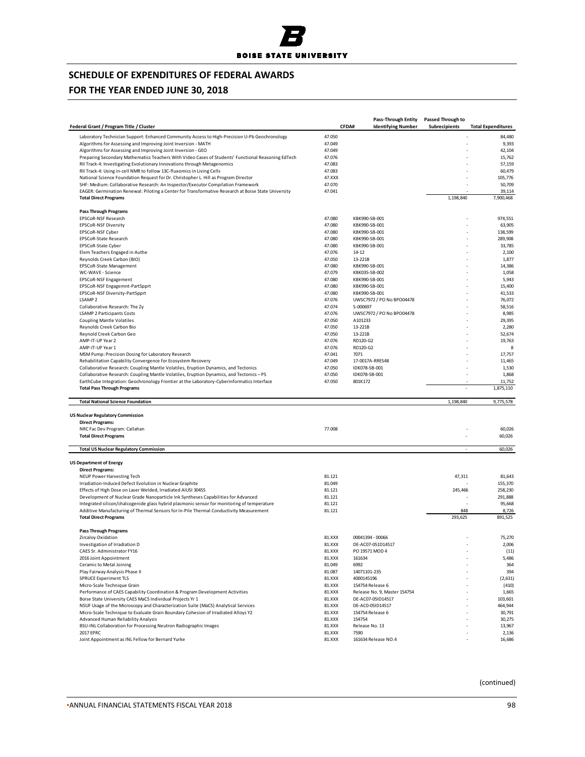# SCHEDULE OF EXPENDITURES OF FEDERAL AWARDS

## FOR THE YEAR ENDED JUNE 30, 2018

| Federal Grant / Program Title / Cluster | CFDA# | Pass-Through Entity Identifying Number | Passed Through to Subrecipients | Total Expenditures |
|---|---|---|---|---|
| Laboratory Technician Support: Enhanced Community Access to High-Precision U-Pb Geochronology | 47.050 | | - | 84,480 |
| Algorithms for Assessing and Improving Joint Inversion - MATH | 47.049 | | - | 9,393 |
| Algorithms for Assessing and Improving Joint Inversion - GEO | 47.049 | | - | 42,104 |
| Preparing Secondary Mathematics Teachers With Video Cases of Students' Functional Reasoning EdTech | 47.076 | | - | 15,762 |
| RII Track-4: Investigating Evolutionary Innovations through Metagenomics | 47.083 | | - | 57,159 |
| RII Track-4: Using in-cell NMR to follow 13C-fluxomics in Living Cells | 47.083 | | - | 60,479 |
| National Science Foundation Request for Dr. Christopher L. Hill as Program Director | 47.XXX | | - | 105,776 |
| SHF: Medium: Collaborative Research: An Inspector/Executor Compilation Framework | 47.070 | | - | 50,709 |
| EAGER: Germination Renewal: Piloting a Center for Transformative Research at Boise State University | 47.041 | | - | 39,114 |
| **Total Direct Programs** | | | 1,198,840 | 7,900,468 |
| | | | | |
| **Pass Through Programs** | | | | |
| EPSCoR-NSF Research | 47.080 | KBK990-SB-001 | - | 974,551 |
| EPSCoR-NSF Diversity | 47.080 | KBK990-SB-001 | - | 63,905 |
| EPSCoR-NSF Cyber | 47.080 | KBK990-SB-001 | - | 138,599 |
| EPSCoR-State Research | 47.080 | KBK990-SB-001 | - | 289,908 |
| EPSCoR-State Cyber | 47.080 | KBK990-SB-001 | - | 33,785 |
| Elem Teachers Engaged in Authe | 47.076 | 14-12 | - | 2,100 |
| Reynolds Creek Carbon (BIO) | 47.050 | 13-221B | - | 1,877 |
| EPSCoR-State Management | 47.080 | KBK990-SB-001 | - | 14,386 |
| WC-WAVE - Science | 47.079 | KBK035-SB-002 | - | 1,058 |
| EPSCoR-NSF Engagement | 47.080 | KBK990-SB-001 | - | 5,943 |
| EPSCoR-NSF Engagemnt-PartSpprt | 47.080 | KBK990-SB-001 | - | 15,400 |
| EPSCoR-NSF Diversity-PartSpprt | 47.080 | KBK990-SB-001 | - | 41,533 |
| LSAMP 2 | 47.076 | UWSC7972 / PO No BPO04478 | - | 76,072 |
| Collaborative Research: The Zy | 47.074 | S-000697 | - | 58,516 |
| LSAMP 2 Participants Costs | 47.076 | UWSC7972 / PO No BPO04478 | - | 8,985 |
| Coupling Mantle Volatiles | 47.050 | A101233 | - | 29,395 |
| Reynolds Creek Carbon Bio | 47.050 | 13-221B | - | 2,280 |
| Reynold Creek Carbon Geo | 47.050 | 13-221B | - | 52,674 |
| AMP-IT-UP Year 2 | 47.076 | RD120-G2 | - | 19,763 |
| AMP-IT-UP Year 1 | 47.076 | RD120-G2 | - | 8 |
| MSM Pump: Precision Dosing for Laboratory Research | 47.041 | 7071 | - | 17,757 |
| Rehabilitation Capability Convergence for Ecosystem Recovery | 47.049 | 17-0017A-RRES48 | - | 11,465 |
| Collaborative Research: Coupling Mantle Volatiles, Eruption Dynamics, and Tectonics | 47.050 | IDK078-SB-001 | - | 1,530 |
| Collaborative Research: Coupling Mantle Volatiles, Eruption Dynamics, and Tectonics – PS | 47.050 | IDK078-SB-001 | - | 1,868 |
| EarthCube Integration: Geochronology Frontier at the Laboratory-Cyberinformatics Interface | 47.050 | 801K172 | - | 11,752 |
| **Total Pass Through Programs** | | | - | 1,875,110 |
| | | | | |
| **Total National Science Foundation** | | | 1,198,840 | 9,775,578 |
| | | | | |
| **US Nuclear Regulatory Commission** | | | | |
| **Direct Programs:** | | | | |
| NRC Fac Dev Program: Callahan | 77.008 | | - | 60,026 |
| **Total Direct Programs** | | | - | 60,026 |
| | | | | |
| **Total US Nuclear Regulatory Commission** | | | - | 60,026 |
| | | | | |
| **US Department of Energy** | | | | |
| **Direct Programs:** | | | | |
| NEUP Power Harvesting Tech | 81.121 | | 47,311 | 81,643 |
| Irradiation-Induced Defect Evolution in Nuclear Graphite | 81.049 | | - | 155,370 |
| Effects of High Dose on Laser Welded, Irradiated AISI 304SS | 81.121 | | 245,466 | 258,230 |
| Development of Nuclear Grade Nanoparticle Ink Syntheses Capabilities for Advanced | 81.121 | | - | 291,888 |
| Integrated silicon/chalcogenide glass hybrid plasmonic sensor for monitoring of temperature | 81.121 | | - | 95,668 |
| Additive Manufacturing of Thermal Sensors for In-Pile Thermal Conductivity Measurement | 81.121 | | 848 | 8,726 |
| **Total Direct Programs** | | | 293,625 | 891,525 |
| | | | | |
| **Pass Through Programs** | | | | |
| Zircaloy Oxidation | 81.XXX | 00041394 - 00066 | - | 75,270 |
| Investigation of Irradiation D | 81.XXX | DE-AC07-051D14517 | - | 2,006 |
| CAES Sr. Administrator FY16 | 81.XXX | PO 19571 MOD 4 | - | (11) |
| 2016 Joint Appointment | 81.XXX | 161634 | - | 5,486 |
| Ceramic to Metal Joining | 81.049 | 6992 | - | 364 |
| Play Fairway Analysis Phase II | 81.087 | 14071101-235 | - | 394 |
| SPRUCE Experiment TLS | 81.XXX | 4000145196 | - | (2,631) |
| Micro-Scale Technique Grain | 81.XXX | 154754 Release 6 | - | (410) |
| Performance of CAES Capability Coordination & Program Development Activities | 81.XXX | Release No. 9, Master 154754 | - | 1,665 |
| Boise State University CAES MaCS Individual Projects Yr 1 | 81.XXX | DE-AC07-05ID14517 | - | 103,601 |
| NSUF Usage of the Microscopy and Characterization Suite (MaCS) Analytical Services | 81.XXX | DE-AC0-05ID14517 | - | 464,944 |
| Micro-Scale Technique to Evaluate Grain Boundary Cohesion of Irradiated Alloys Y2 | 81.XXX | 154754 Release 6 | - | 30,791 |
| Advanced Human Reliability Analysis | 81.XXX | 154754 | - | 30,275 |
| BSU-INL Collaboration for Processing Neutron Radiographic Images | 81.XXX | Release No. 13 | - | 13,967 |
| 2017 EPRC | 81.XXX | 7590 | - | 2,136 |
| Joint Appointment as INL Fellow for Bernard Yurke | 81.XXX | 161634 Release NO.4 | - | 16,686 |

(continued)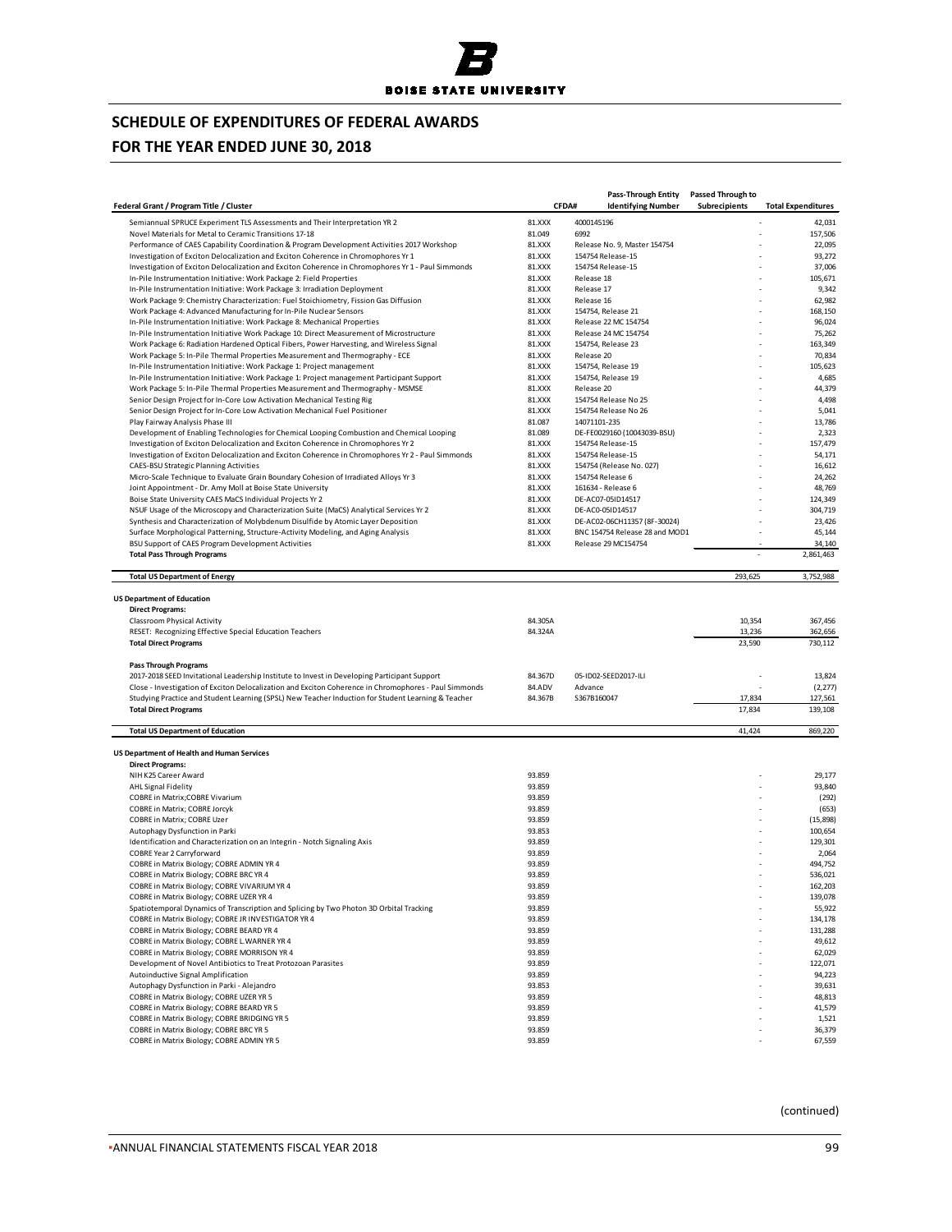# SCHEDULE OF EXPENDITURES OF FEDERAL AWARDS

# FOR THE YEAR ENDED JUNE 30, 2018

| Federal Grant / Program Title / Cluster | CFDA# | Pass-Through Entity Identifying Number | Passed Through to Subrecipients | Total Expenditures |
|---|---|---|---|---|
| Semiannual SPRUCE Experiment TLS Assessments and Their Interpretation YR 2 | 81.XXX | 4000145196 | - | 42,031 |
| Novel Materials for Metal to Ceramic Transitions 17-18 | 81.049 | 6992 | - | 157,506 |
| Performance of CAES Capability Coordination & Program Development Activities 2017 Workshop | 81.XXX | Release No. 9, Master 154754 | - | 22,095 |
| Investigation of Exciton Delocalization and Exciton Coherence in Chromophores Yr 1 | 81.XXX | 154754 Release-15 | - | 93,272 |
| Investigation of Exciton Delocalization and Exciton Coherence in Chromophores Yr 1 - Paul Simmonds | 81.XXX | 154754 Release-15 | - | 37,006 |
| In-Pile Instrumentation Initiative: Work Package 2: Field Properties | 81.XXX | Release 18 | - | 105,671 |
| In-Pile Instrumentation Initiative: Work Package 3: Irradiation Deployment | 81.XXX | Release 17 | - | 9,342 |
| Work Package 9: Chemistry Characterization: Fuel Stoichiometry, Fission Gas Diffusion | 81.XXX | Release 16 | - | 62,982 |
| Work Package 4: Advanced Manufacturing for In-Pile Nuclear Sensors | 81.XXX | 154754, Release 21 | - | 168,150 |
| In-Pile Instrumentation Initiative: Work Package 8: Mechanical Properties | 81.XXX | Release 22 MC 154754 | - | 96,024 |
| In-Pile Instrumentation Initiative Work Package 10: Direct Measurement of Microstructure | 81.XXX | Release 24 MC 154754 | - | 75,262 |
| Work Package 6: Radiation Hardened Optical Fibers, Power Harvesting, and Wireless Signal | 81.XXX | 154754, Release 23 | - | 163,349 |
| Work Package 5: In-Pile Thermal Properties Measurement and Thermography - ECE | 81.XXX | Release 20 | - | 70,834 |
| In-Pile Instrumentation Initiative: Work Package 1: Project management | 81.XXX | 154754, Release 19 | - | 105,623 |
| In-Pile Instrumentation Initiative: Work Package 1: Project management Participant Support | 81.XXX | 154754, Release 19 | - | 4,685 |
| Work Package 5: In-Pile Thermal Properties Measurement and Thermography - MSMSE | 81.XXX | Release 20 | - | 44,379 |
| Senior Design Project for In-Core Low Activation Mechanical Testing Rig | 81.XXX | 154754 Release No 25 | - | 4,498 |
| Senior Design Project for In-Core Low Activation Mechanical Fuel Positioner | 81.XXX | 154754 Release No 26 | - | 5,041 |
| Play Fairway Analysis Phase III | 81.087 | 14071101-235 | - | 13,786 |
| Development of Enabling Technologies for Chemical Looping Combustion and Chemical Looping | 81.089 | DE-FE0029160 (10043039-BSU) | - | 2,323 |
| Investigation of Exciton Delocalization and Exciton Coherence in Chromophores Yr 2 | 81.XXX | 154754 Release-15 | - | 157,479 |
| Investigation of Exciton Delocalization and Exciton Coherence in Chromophores Yr 2 - Paul Simmonds | 81.XXX | 154754 Release-15 | - | 54,171 |
| CAES-BSU Strategic Planning Activities | 81.XXX | 154754 (Release No. 027) | - | 16,612 |
| Micro-Scale Technique to Evaluate Grain Boundary Cohesion of Irradiated Alloys Yr 3 | 81.XXX | 154754 Release 6 | - | 24,262 |
| Joint Appointment - Dr. Amy Moll at Boise State University | 81.XXX | 161634 - Release 6 | - | 48,769 |
| Boise State University CAES MaCS Individual Projects Yr 2 | 81.XXX | DE-AC07-05ID14517 | - | 124,349 |
| NSUF Usage of the Microscopy and Characterization Suite (MaCS) Analytical Services Yr 2 | 81.XXX | DE-AC0-05ID14517 | - | 304,719 |
| Synthesis and Characterization of Molybdenum Disulfide by Atomic Layer Deposition | 81.XXX | DE-AC02-06CH11357 (8F-30024) | - | 23,426 |
| Surface Morphological Patterning, Structure-Activity Modeling, and Aging Analysis | 81.XXX | BNC 154754 Release 28 and MOD1 | - | 45,144 |
| BSU Support of CAES Program Development Activities | 81.XXX | Release 29 MC154754 | - | 34,140 |
| **Total Pass Through Programs** | | | - | 2,861,463 |
| | | | | |
| **Total US Department of Energy** | | | 293,625 | 3,752,988 |
| | | | | |
| **US Department of Education** | | | | |
| **Direct Programs:** | | | | |
| Classroom Physical Activity | 84.305A | | 10,354 | 367,456 |
| RESET: Recognizing Effective Special Education Teachers | 84.324A | | 13,236 | 362,656 |
| **Total Direct Programs** | | | 23,590 | 730,112 |
| | | | | |
| **Pass Through Programs** | | | | |
| 2017-2018 SEED Invitational Leadership Institute to Invest in Developing Participant Support | 84.367D | 05-ID02-SEED2017-ILI | - | 13,824 |
| Close - Investigation of Exciton Delocalization and Exciton Coherence in Chromophores - Paul Simmonds | 84.ADV | Advance | - | (2,277) |
| Studying Practice and Student Learning (SPSL) New Teacher Induction for Student Learning & Teacher | 84.367B | S367B160047 | 17,834 | 127,561 |
| **Total Direct Programs** | | | 17,834 | 139,108 |
| | | | | |
| **Total US Department of Education** | | | 41,424 | 869,220 |
| | | | | |
| **US Department of Health and Human Services** | | | | |
| **Direct Programs:** | | | | |
| NIH K25 Career Award | 93.859 | | - | 29,177 |
| AHL Signal Fidelity | 93.859 | | - | 93,840 |
| COBRE in Matrix;COBRE Vivarium | 93.859 | | - | (292) |
| COBRE in Matrix; COBRE Jorcyk | 93.859 | | - | (653) |
| COBRE in Matrix; COBRE Uzer | 93.859 | | - | (15,898) |
| Autophagy Dysfunction in Parki | 93.853 | | - | 100,654 |
| Identification and Characterization on an Integrin - Notch Signaling Axis | 93.859 | | - | 129,301 |
| COBRE Year 2 Carryforward | 93.859 | | - | 2,064 |
| COBRE in Matrix Biology; COBRE ADMIN YR 4 | 93.859 | | - | 494,752 |
| COBRE in Matrix Biology; COBRE BRC YR 4 | 93.859 | | - | 536,021 |
| COBRE in Matrix Biology; COBRE VIVARIUM YR 4 | 93.859 | | - | 162,203 |
| COBRE in Matrix Biology; COBRE UZER YR 4 | 93.859 | | - | 139,078 |
| Spatiotemporal Dynamics of Transcription and Splicing by Two Photon 3D Orbital Tracking | 93.859 | | - | 55,922 |
| COBRE in Matrix Biology; COBRE JR INVESTIGATOR YR 4 | 93.859 | | - | 134,178 |
| COBRE in Matrix Biology; COBRE BEARD YR 4 | 93.859 | | - | 131,288 |
| COBRE in Matrix Biology; COBRE L.WARNER YR 4 | 93.859 | | - | 49,612 |
| COBRE in Matrix Biology; COBRE MORRISON YR 4 | 93.859 | | - | 62,029 |
| Development of Novel Antibiotics to Treat Protozoan Parasites | 93.859 | | - | 122,071 |
| Autoinductive Signal Amplification | 93.859 | | - | 94,223 |
| Autophagy Dysfunction in Parki - Alejandro | 93.853 | | - | 39,631 |
| COBRE in Matrix Biology; COBRE UZER YR 5 | 93.859 | | - | 48,813 |
| COBRE in Matrix Biology; COBRE BEARD YR 5 | 93.859 | | - | 41,579 |
| COBRE in Matrix Biology; COBRE BRIDGING YR 5 | 93.859 | | - | 1,521 |
| COBRE in Matrix Biology; COBRE BRC YR 5 | 93.859 | | - | 36,379 |
| COBRE in Matrix Biology; COBRE ADMIN YR 5 | 93.859 | | - | 67,559 |

(continued)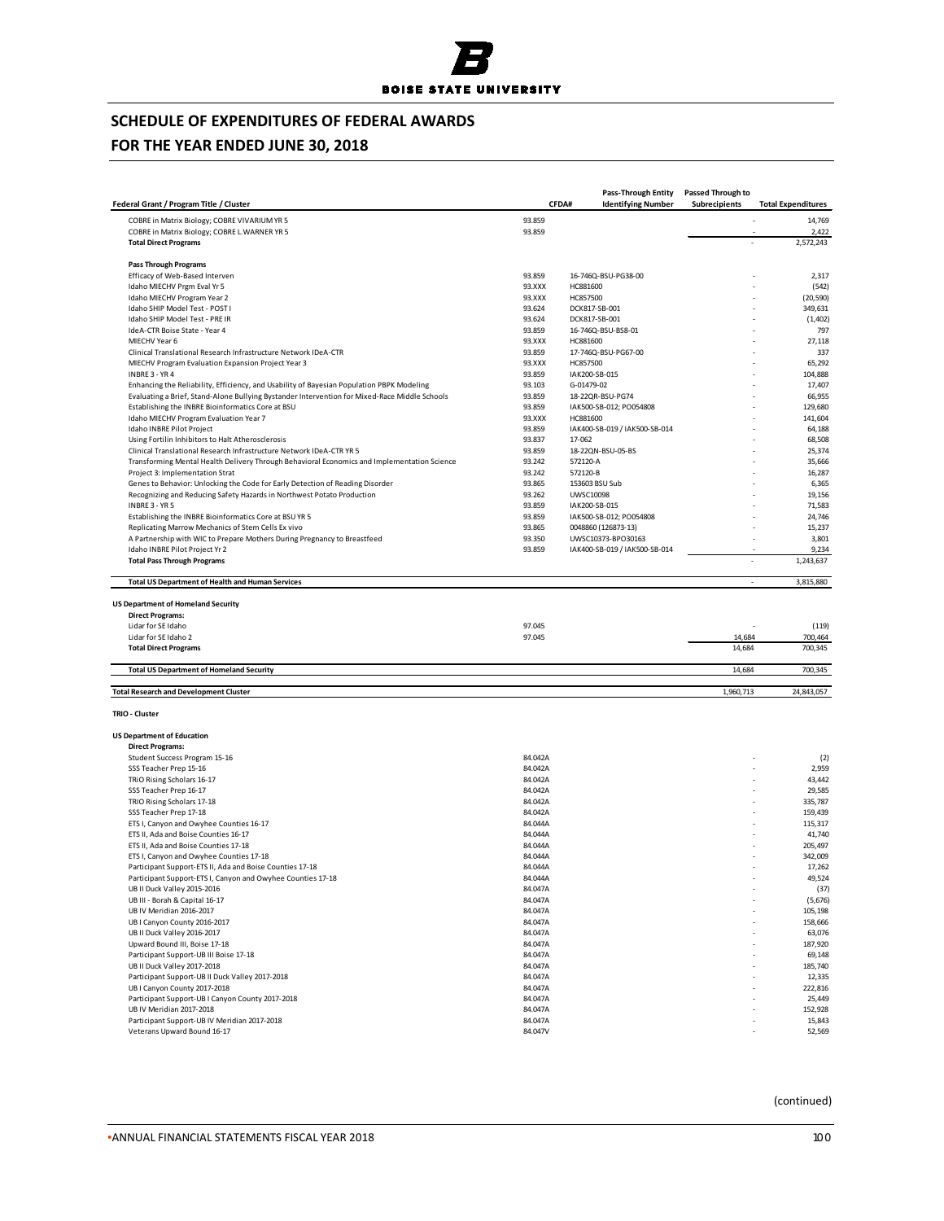# SCHEDULE OF EXPENDITURES OF FEDERAL AWARDS

# FOR THE YEAR ENDED JUNE 30, 2018

| Federal Grant / Program Title / Cluster | CFDA# | Pass-Through Entity Identifying Number | Passed Through to Subrecipients | Total Expenditures |
|---|---|---|---|---|
| COBRE in Matrix Biology; COBRE VIVARIUM YR 5 | 93.859 | | - | 14,769 |
| COBRE in Matrix Biology; COBRE L.WARNER YR 5 | 93.859 | | - | 2,422 |
| **Total Direct Programs** | | | - | 2,572,243 |
| | | | | |
| **Pass Through Programs** | | | | |
| Efficacy of Web-Based Interven | 93.859 | 16-746Q-BSU-PG38-00 | - | 2,317 |
| Idaho MIECHV Prgm Eval Yr 5 | 93.XXX | HC881600 | - | (542) |
| Idaho MIECHV Program Year 2 | 93.XXX | HC857500 | - | (20,590) |
| Idaho SHIP Model Test - POST I | 93.624 | DCK817-SB-001 | - | 349,631 |
| Idaho SHIP Model Test - PRE IR | 93.624 | DCK817-SB-001 | - | (1,402) |
| IdeA-CTR Boise State - Year 4 | 93.859 | 16-746Q-BSU-BS8-01 | - | 797 |
| MIECHV Year 6 | 93.XXX | HC881600 | - | 27,118 |
| Clinical Translational Research Infrastructure Network IDeA-CTR | 93.859 | 17-746Q-BSU-PG67-00 | - | 337 |
| MIECHV Program Evaluation Expansion Project Year 3 | 93.XXX | HC857500 | - | 65,292 |
| INBRE 3 - YR 4 | 93.859 | IAK200-SB-015 | - | 104,888 |
| Enhancing the Reliability, Efficiency, and Usability of Bayesian Population PBPK Modeling | 93.103 | G-01479-02 | - | 17,407 |
| Evaluating a Brief, Stand-Alone Bullying Bystander Intervention for Mixed-Race Middle Schools | 93.859 | 18-22QR-BSU-PG74 | - | 66,955 |
| Establishing the INBRE Bioinformatics Core at BSU | 93.859 | IAK500-SB-012; PO054808 | - | 129,680 |
| Idaho MIECHV Program Evaluation Year 7 | 93.XXX | HC881600 | - | 141,604 |
| Idaho INBRE Pilot Project | 93.859 | IAK400-SB-019 / IAK500-SB-014 | - | 64,188 |
| Using Fortilin Inhibitors to Halt Atherosclerosis | 93.837 | 17-062 | - | 68,508 |
| Clinical Translational Research Infrastructure Network IDeA-CTR YR 5 | 93.859 | 18-22QN-BSU-05-BS | - | 25,374 |
| Transforming Mental Health Delivery Through Behavioral Economics and Implementation Science | 93.242 | 572120-A | - | 35,666 |
| Project 3: Implementation Strat | 93.242 | 572120-B | - | 16,287 |
| Genes to Behavior: Unlocking the Code for Early Detection of Reading Disorder | 93.865 | 153603 BSU Sub | - | 6,365 |
| Recognizing and Reducing Safety Hazards in Northwest Potato Production | 93.262 | UWSC10098 | - | 19,156 |
| INBRE 3 - YR 5 | 93.859 | IAK200-SB-015 | - | 71,583 |
| Establishing the INBRE Bioinformatics Core at BSU YR 5 | 93.859 | IAK500-SB-012; PO054808 | - | 24,746 |
| Replicating Marrow Mechanics of Stem Cells Ex vivo | 93.865 | 0048860 (126873-13) | - | 15,237 |
| A Partnership with WIC to Prepare Mothers During Pregnancy to Breastfeed | 93.350 | UWSC10373-BPO30163 | - | 3,801 |
| Idaho INBRE Pilot Project Yr 2 | 93.859 | IAK400-SB-019 / IAK500-SB-014 | - | 9,234 |
| **Total Pass Through Programs** | | | - | 1,243,637 |
| | | | | |
| **Total US Department of Health and Human Services** | | | - | 3,815,880 |
| | | | | |
| **US Department of Homeland Security** | | | | |
| **Direct Programs:** | | | | |
| Lidar for SE Idaho | 97.045 | | - | (119) |
| Lidar for SE Idaho 2 | 97.045 | | 14,684 | 700,464 |
| **Total Direct Programs** | | | 14,684 | 700,345 |
| | | | | |
| **Total US Department of Homeland Security** | | | 14,684 | 700,345 |
| | | | | |
| **Total Research and Development Cluster** | | | 1,960,713 | 24,843,057 |
| | | | | |
| **TRIO - Cluster** | | | | |
| | | | | |
| **US Department of Education** | | | | |
| **Direct Programs:** | | | | |
| Student Success Program 15-16 | 84.042A | | - | (2) |
| SSS Teacher Prep 15-16 | 84.042A | | - | 2,959 |
| TRiO Rising Scholars 16-17 | 84.042A | | - | 43,442 |
| SSS Teacher Prep 16-17 | 84.042A | | - | 29,585 |
| TRIO Rising Scholars 17-18 | 84.042A | | - | 335,787 |
| SSS Teacher Prep 17-18 | 84.042A | | - | 159,439 |
| ETS I, Canyon and Owyhee Counties 16-17 | 84.044A | | - | 115,317 |
| ETS II, Ada and Boise Counties 16-17 | 84.044A | | - | 41,740 |
| ETS II, Ada and Boise Counties 17-18 | 84.044A | | - | 205,497 |
| ETS I, Canyon and Owyhee Counties 17-18 | 84.044A | | - | 342,009 |
| Participant Support-ETS II, Ada and Boise Counties 17-18 | 84.044A | | - | 17,262 |
| Participant Support-ETS I, Canyon and Owyhee Counties 17-18 | 84.044A | | - | 49,524 |
| UB II Duck Valley 2015-2016 | 84.047A | | - | (37) |
| UB III - Borah & Capital 16-17 | 84.047A | | - | (5,676) |
| UB IV Meridian 2016-2017 | 84.047A | | - | 105,198 |
| UB I Canyon County 2016-2017 | 84.047A | | - | 158,666 |
| UB II Duck Valley 2016-2017 | 84.047A | | - | 63,076 |
| Upward Bound III, Boise 17-18 | 84.047A | | - | 187,920 |
| Participant Support-UB III Boise 17-18 | 84.047A | | - | 69,148 |
| UB II Duck Valley 2017-2018 | 84.047A | | - | 185,740 |
| Participant Support-UB II Duck Valley 2017-2018 | 84.047A | | - | 12,335 |
| UB I Canyon County 2017-2018 | 84.047A | | - | 222,816 |
| Participant Support-UB I Canyon County 2017-2018 | 84.047A | | - | 25,449 |
| UB IV Meridian 2017-2018 | 84.047A | | - | 152,928 |
| Participant Support-UB IV Meridian 2017-2018 | 84.047A | | - | 15,843 |
| Veterans Upward Bound 16-17 | 84.047V | | - | 52,569 |

(continued)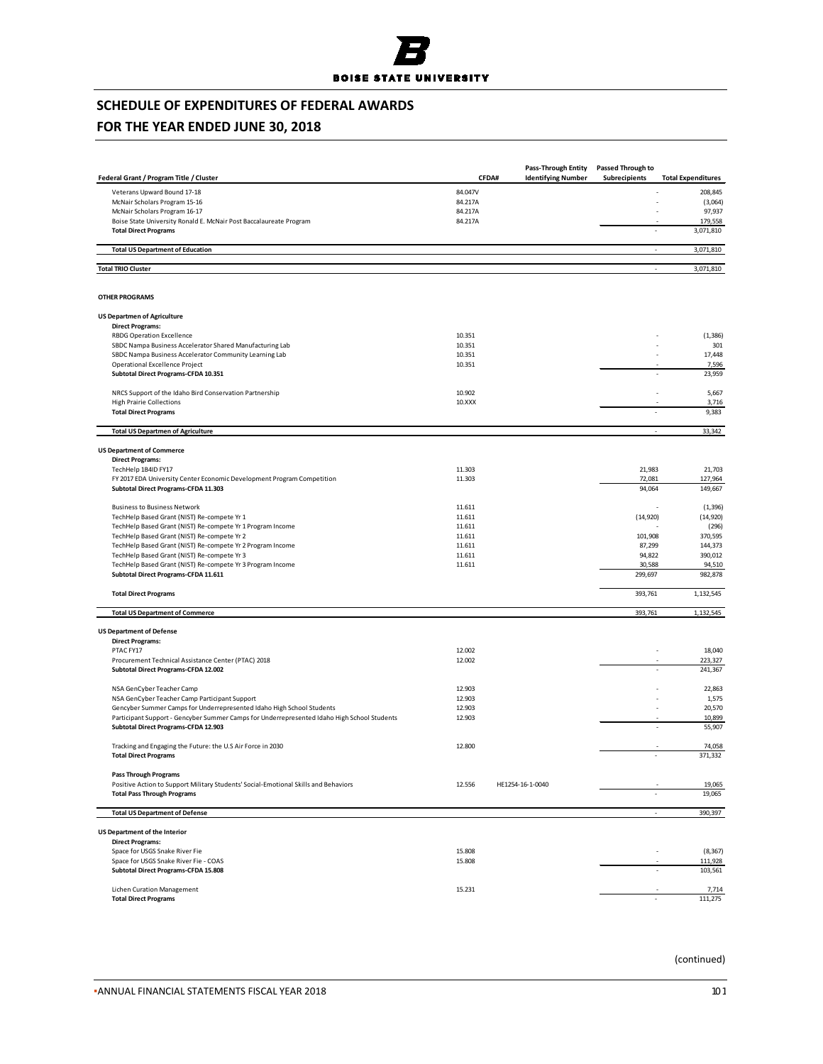## SCHEDULE OF EXPENDITURES OF FEDERAL AWARDS

## FOR THE YEAR ENDED JUNE 30, 2018

| Federal Grant / Program Title / Cluster | CFDA# | Pass-Through Entity Identifying Number | Passed Through to Subrecipients | Total Expenditures |
|---|---|---|---|---|
| Veterans Upward Bound 17-18 | 84.047V | | - | 208,845 |
| McNair Scholars Program 15-16 | 84.217A | | - | (3,064) |
| McNair Scholars Program 16-17 | 84.217A | | - | 97,937 |
| Boise State University Ronald E. McNair Post Baccalaureate Program | 84.217A | | - | 179,558 |
| **Total Direct Programs** | | | - | 3,071,810 |
| **Total US Department of Education** | | | - | 3,071,810 |
| **Total TRIO Cluster** | | | - | 3,071,810 |
| | | | | |
| **OTHER PROGRAMS** | | | | |
| | | | | |
| **US Departmen of Agriculture** | | | | |
| **Direct Programs:** | | | | |
| RBDG Operation Excellence | 10.351 | | - | (1,386) |
| SBDC Nampa Business Accelerator Shared Manufacturing Lab | 10.351 | | - | 301 |
| SBDC Nampa Business Accelerator Community Learning Lab | 10.351 | | - | 17,448 |
| Operational Excellence Project | 10.351 | | - | 7,596 |
| **Subtotal Direct Programs-CFDA 10.351** | | | - | 23,959 |
| NRCS Support of the Idaho Bird Conservation Partnership | 10.902 | | - | 5,667 |
| High Prairie Collections | 10.XXX | | - | 3,716 |
| **Total Direct Programs** | | | - | 9,383 |
| **Total US Departmen of Agriculture** | | | - | 33,342 |
| | | | | |
| **US Department of Commerce** | | | | |
| **Direct Programs:** | | | | |
| TechHelp 1B4ID FY17 | 11.303 | | 21,983 | 21,703 |
| FY 2017 EDA University Center Economic Development Program Competition | 11.303 | | 72,081 | 127,964 |
| **Subtotal Direct Programs-CFDA 11.303** | | | 94,064 | 149,667 |
| Business to Business Network | 11.611 | | - | (1,396) |
| TechHelp Based Grant (NIST) Re-compete Yr 1 | 11.611 | | (14,920) | (14,920) |
| TechHelp Based Grant (NIST) Re-compete Yr 1 Program Income | 11.611 | | - | (296) |
| TechHelp Based Grant (NIST) Re-compete Yr 2 | 11.611 | | 101,908 | 370,595 |
| TechHelp Based Grant (NIST) Re-compete Yr 2 Program Income | 11.611 | | 87,299 | 144,373 |
| TechHelp Based Grant (NIST) Re-compete Yr 3 | 11.611 | | 94,822 | 390,012 |
| TechHelp Based Grant (NIST) Re-compete Yr 3 Program Income | 11.611 | | 30,588 | 94,510 |
| **Subtotal Direct Programs-CFDA 11.611** | | | 299,697 | 982,878 |
| **Total Direct Programs** | | | 393,761 | 1,132,545 |
| **Total US Department of Commerce** | | | 393,761 | 1,132,545 |
| | | | | |
| **US Department of Defense** | | | | |
| **Direct Programs:** | | | | |
| PTAC FY17 | 12.002 | | - | 18,040 |
| Procurement Technical Assistance Center (PTAC) 2018 | 12.002 | | - | 223,327 |
| **Subtotal Direct Programs-CFDA 12.002** | | | - | 241,367 |
| NSA GenCyber Teacher Camp | 12.903 | | - | 22,863 |
| NSA GenCyber Teacher Camp Participant Support | 12.903 | | - | 1,575 |
| Gencyber Summer Camps for Underrepresented Idaho High School Students | 12.903 | | - | 20,570 |
| Participant Support - Gencyber Summer Camps for Underrepresented Idaho High School Students | 12.903 | | - | 10,899 |
| **Subtotal Direct Programs-CFDA 12.903** | | | - | 55,907 |
| Tracking and Engaging the Future: the U.S Air Force in 2030 | 12.800 | | - | 74,058 |
| **Total Direct Programs** | | | - | 371,332 |
| **Pass Through Programs** | | | | |
| Positive Action to Support Military Students' Social-Emotional Skills and Behaviors | 12.556 | HE1254-16-1-0040 | - | 19,065 |
| **Total Pass Through Programs** | | | - | 19,065 |
| **Total US Department of Defense** | | | - | 390,397 |
| | | | | |
| **US Department of the Interior** | | | | |
| **Direct Programs:** | | | | |
| Space for USGS Snake River Fie | 15.808 | | - | (8,367) |
| Space for USGS Snake River Fie - COAS | 15.808 | | - | 111,928 |
| **Subtotal Direct Programs-CFDA 15.808** | | | - | 103,561 |
| Lichen Curation Management | 15.231 | | - | 7,714 |
| **Total Direct Programs** | | | - | 111,275 |

(continued)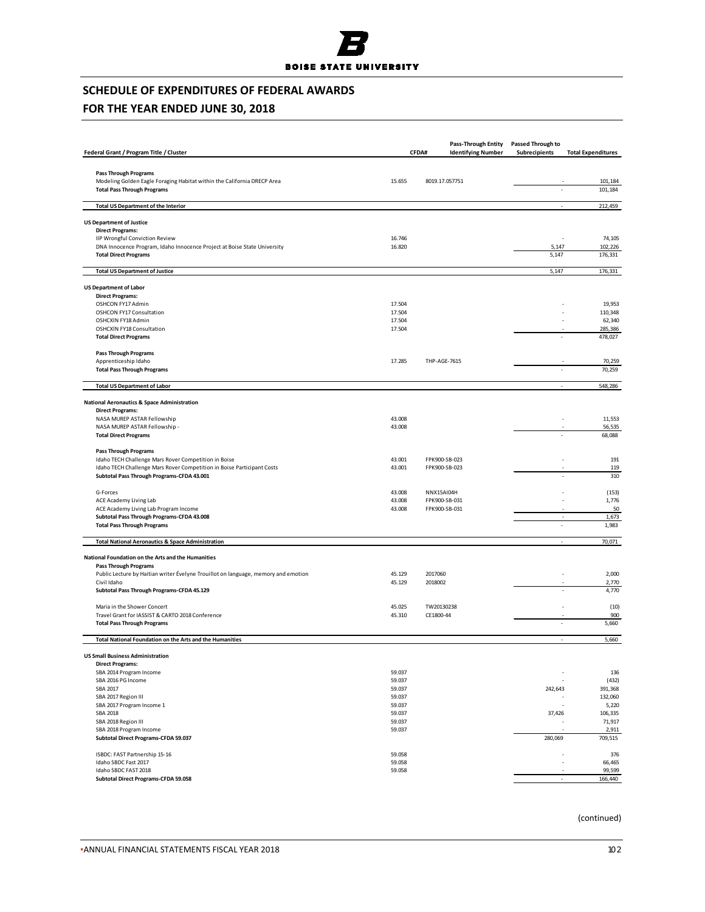# SCHEDULE OF EXPENDITURES OF FEDERAL AWARDS

## FOR THE YEAR ENDED JUNE 30, 2018

| Federal Grant / Program Title / Cluster | CFDA# | Pass-Through Entity Identifying Number | Passed Through to Subrecipients | Total Expenditures |
|---|---|---|---|---|
| **Pass Through Programs** | | | | |
| Modeling Golden Eagle Foraging Habitat within the California DRECP Area | 15.655 | 8019.17.057751 | - | 101,184 |
| **Total Pass Through Programs** | | | - | 101,184 |
| **Total US Department of the Interior** | | | - | 212,459 |
| **US Department of Justice** | | | | |
| **Direct Programs:** | | | | |
| IIP Wrongful Conviction Review | 16.746 | | - | 74,105 |
| DNA Innocence Program, Idaho Innocence Project at Boise State University | 16.820 | | 5,147 | 102,226 |
| **Total Direct Programs** | | | 5,147 | 176,331 |
| **Total US Department of Justice** | | | 5,147 | 176,331 |
| **US Department of Labor** | | | | |
| **Direct Programs:** | | | | |
| OSHCON FY17 Admin | 17.504 | | - | 19,953 |
| OSHCON FY17 Consultation | 17.504 | | - | 110,348 |
| OSHCXIN FY18 Admin | 17.504 | | - | 62,340 |
| OSHCXIN FY18 Consultation | 17.504 | | - | 285,386 |
| **Total Direct Programs** | | | - | 478,027 |
| **Pass Through Programs** | | | | |
| Apprenticeship Idaho | 17.285 | THP-AGE-7615 | - | 70,259 |
| **Total Pass Through Programs** | | | - | 70,259 |
| **Total US Department of Labor** | | | - | 548,286 |
| **National Aeronautics & Space Administration** | | | | |
| **Direct Programs:** | | | | |
| NASA MUREP ASTAR Fellowship | 43.008 | | - | 11,553 |
| NASA MUREP ASTAR Fellowship - | 43.008 | | - | 56,535 |
| **Total Direct Programs** | | | - | 68,088 |
| **Pass Through Programs** | | | | |
| Idaho TECH Challenge Mars Rover Competition in Boise | 43.001 | FPK900-SB-023 | - | 191 |
| Idaho TECH Challenge Mars Rover Competition in Boise Participant Costs | 43.001 | FPK900-SB-023 | - | 119 |
| **Subtotal Pass Through Programs-CFDA 43.001** | | | - | 310 |
| G-Forces | 43.008 | NNX15AI04H | - | (153) |
| ACE Academy Living Lab | 43.008 | FPK900-SB-031 | - | 1,776 |
| ACE Academy Living Lab Program Income | 43.008 | FPK900-SB-031 | - | 50 |
| **Subtotal Pass Through Programs-CFDA 43.008** | | | - | 1,673 |
| **Total Pass Through Programs** | | | - | 1,983 |
| **Total National Aeronautics & Space Administration** | | | - | 70,071 |
| **National Foundation on the Arts and the Humanities** | | | | |
| **Pass Through Programs** | | | | |
| Public Lecture by Haitian writer Évelyne Trouillot on language, memory and emotion | 45.129 | 2017060 | - | 2,000 |
| Civil Idaho | 45.129 | 2018002 | - | 2,770 |
| **Subtotal Pass Through Programs-CFDA 45.129** | | | - | 4,770 |
| Maria in the Shower Concert | 45.025 | TW20130238 | - | (10) |
| Travel Grant for IASSIST & CARTO 2018 Conference | 45.310 | CE1800-44 | - | 900 |
| **Total Pass Through Programs** | | | - | 5,660 |
| **Total National Foundation on the Arts and the Humanities** | | | - | 5,660 |
| **US Small Business Administration** | | | | |
| **Direct Programs:** | | | | |
| SBA 2014 Program Income | 59.037 | | - | 136 |
| SBA 2016 PG Income | 59.037 | | - | (432) |
| SBA 2017 | 59.037 | | 242,643 | 391,368 |
| SBA 2017 Region III | 59.037 | | - | 132,060 |
| SBA 2017 Program Income 1 | 59.037 | | - | 5,220 |
| SBA 2018 | 59.037 | | 37,426 | 106,335 |
| SBA 2018 Region III | 59.037 | | - | 71,917 |
| SBA 2018 Program Income | 59.037 | | - | 2,911 |
| **Subtotal Direct Programs-CFDA 59.037** | | | 280,069 | 709,515 |
| ISBDC: FAST Partnership 15-16 | 59.058 | | - | 376 |
| Idaho SBDC Fast 2017 | 59.058 | | - | 66,465 |
| Idaho SBDC FAST 2018 | 59.058 | | - | 99,599 |
| **Subtotal Direct Programs-CFDA 59.058** | | | - | 166,440 |

(continued)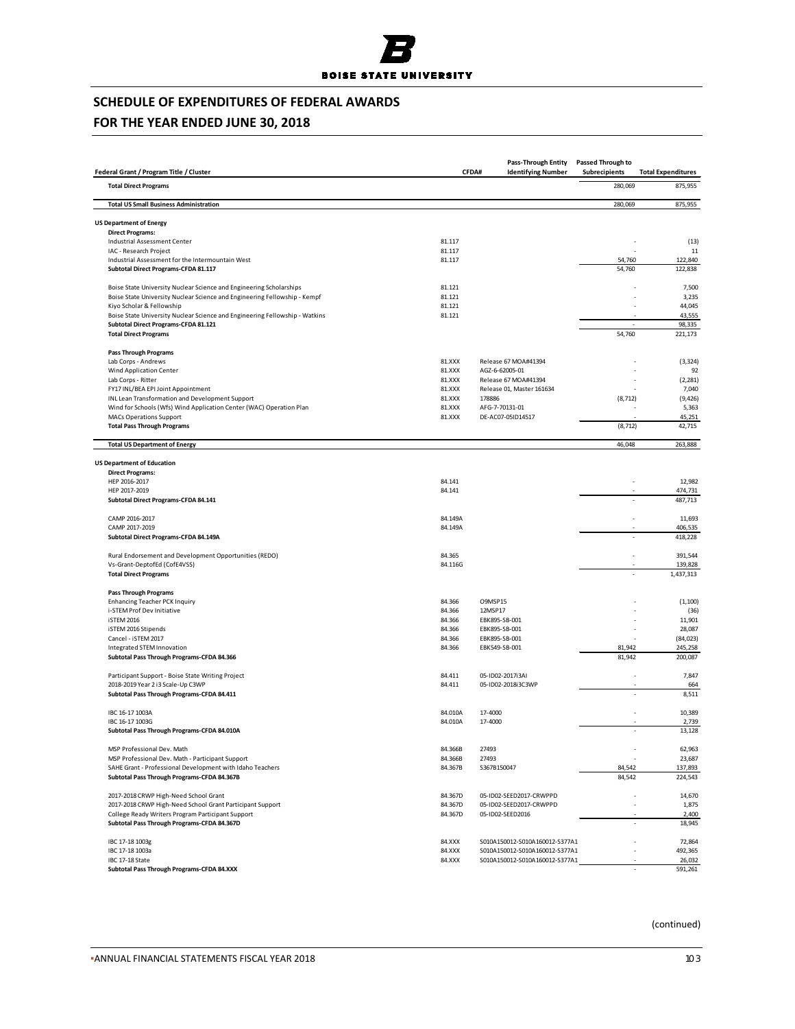# SCHEDULE OF EXPENDITURES OF FEDERAL AWARDS

## FOR THE YEAR ENDED JUNE 30, 2018

| Federal Grant / Program Title / Cluster | CFDA# | Pass-Through Entity Identifying Number | Passed Through to Subrecipients | Total Expenditures |
|---|---|---|---|---|
| **Total Direct Programs** | | | 280,069 | 875,955 |
| **Total US Small Business Administration** | | | 280,069 | 875,955 |
| **US Department of Energy** | | | | |
| **Direct Programs:** | | | | |
| Industrial Assessment Center | 81.117 | | - | (13) |
| IAC - Research Project | 81.117 | | - | 11 |
| Industrial Assessment for the Intermountain West | 81.117 | | 54,760 | 122,840 |
| **Subtotal Direct Programs-CFDA 81.117** | | | 54,760 | 122,838 |
| Boise State University Nuclear Science and Engineering Scholarships | 81.121 | | - | 7,500 |
| Boise State University Nuclear Science and Engineering Fellowship - Kempf | 81.121 | | - | 3,235 |
| Kiyo Scholar & Fellowship | 81.121 | | - | 44,045 |
| Boise State University Nuclear Science and Engineering Fellowship - Watkins | 81.121 | | - | 43,555 |
| **Subtotal Direct Programs-CFDA 81.121** | | | - | 98,335 |
| **Total Direct Programs** | | | 54,760 | 221,173 |
| **Pass Through Programs** | | | | |
| Lab Corps - Andrews | 81.XXX | Release 67 MOA#41394 | - | (3,324) |
| Wind Application Center | 81.XXX | AGZ-6-62005-01 | - | 92 |
| Lab Corps - Ritter | 81.XXX | Release 67 MOA#41394 | - | (2,281) |
| FY17 INL/BEA EPI Joint Appointment | 81.XXX | Release 01, Master 161634 | - | 7,040 |
| INL Lean Transformation and Development Support | 81.XXX | 178886 | (8,712) | (9,426) |
| Wind for Schools (Wfs) Wind Application Center (WAC) Operation Plan | 81.XXX | AFG-7-70131-01 | - | 5,363 |
| MACs Operations Support | 81.XXX | DE-AC07-05ID14517 | - | 45,251 |
| **Total Pass Through Programs** | | | (8,712) | 42,715 |
| **Total US Department of Energy** | | | 46,048 | 263,888 |
| **US Department of Education** | | | | |
| **Direct Programs:** | | | | |
| HEP 2016-2017 | 84.141 | | - | 12,982 |
| HEP 2017-2019 | 84.141 | | - | 474,731 |
| **Subtotal Direct Programs-CFDA 84.141** | | | - | 487,713 |
| CAMP 2016-2017 | 84.149A | | - | 11,693 |
| CAMP 2017-2019 | 84.149A | | - | 406,535 |
| **Subtotal Direct Programs-CFDA 84.149A** | | | - | 418,228 |
| Rural Endorsement and Development Opportunities (REDO) | 84.365 | | - | 391,544 |
| Vs-Grant-DeptofEd (CofE4VSS) | 84.116G | | - | 139,828 |
| **Total Direct Programs** | | | - | 1,437,313 |
| **Pass Through Programs** | | | | |
| Enhancing Teacher PCK Inquiry | 84.366 | O9MSP15 | - | (1,100) |
| i-STEM Prof Dev Initiative | 84.366 | 12MSP17 | - | (36) |
| iSTEM 2016 | 84.366 | EBK895-SB-001 | - | 11,901 |
| iSTEM 2016 Stipends | 84.366 | EBK895-SB-001 | - | 28,087 |
| Cancel - iSTEM 2017 | 84.366 | EBK895-SB-001 | - | (84,023) |
| Integrated STEM Innovation | 84.366 | EBK549-SB-001 | 81,942 | 245,258 |
| **Subtotal Pass Through Programs-CFDA 84.366** | | | 81,942 | 200,087 |
| Participant Support - Boise State Writing Project | 84.411 | 05-ID02-2017i3AI | - | 7,847 |
| 2018-2019 Year 2 i3 Scale-Up C3WP | 84.411 | 05-ID02-2018i3C3WP | - | 664 |
| **Subtotal Pass Through Programs-CFDA 84.411** | | | - | 8,511 |
| IBC 16-17 1003A | 84.010A | 17-4000 | - | 10,389 |
| IBC 16-17 1003G | 84.010A | 17-4000 | - | 2,739 |
| **Subtotal Pass Through Programs-CFDA 84.010A** | | | - | 13,128 |
| MSP Professional Dev. Math | 84.366B | 27493 | - | 62,963 |
| MSP Professional Dev. Math - Participant Support | 84.366B | 27493 | - | 23,687 |
| SAHE Grant - Professional Development with Idaho Teachers | 84.367B | S367B150047 | 84,542 | 137,893 |
| **Subtotal Pass Through Programs-CFDA 84.367B** | | | 84,542 | 224,543 |
| 2017-2018 CRWP High-Need School Grant | 84.367D | 05-ID02-SEED2017-CRWPPD | - | 14,670 |
| 2017-2018 CRWP High-Need School Grant Participant Support | 84.367D | 05-ID02-SEED2017-CRWPPD | - | 1,875 |
| College Ready Writers Program Participant Support | 84.367D | 05-ID02-SEED2016 | - | 2,400 |
| **Subtotal Pass Through Programs-CFDA 84.367D** | | | - | 18,945 |
| IBC 17-18 1003g | 84.XXX | S010A150012-S010A160012-S377A1 | - | 72,864 |
| IBC 17-18 1003a | 84.XXX | S010A150012-S010A160012-S377A1 | - | 492,365 |
| IBC 17-18 State | 84.XXX | S010A150012-S010A160012-S377A1 | - | 26,032 |
| **Subtotal Pass Through Programs-CFDA 84.XXX** | | | - | 591,261 |

(continued)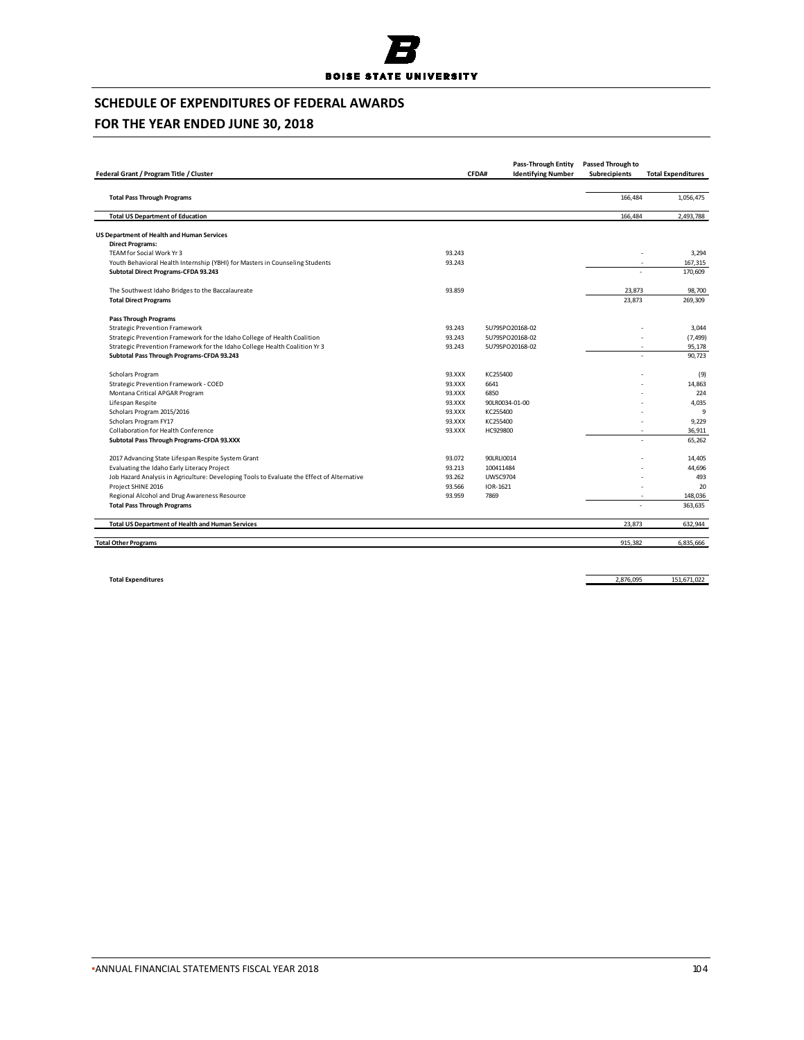## SCHEDULE OF EXPENDITURES OF FEDERAL AWARDS

## FOR THE YEAR ENDED JUNE 30, 2018

| Federal Grant / Program Title / Cluster | CFDA# | Pass-Through Entity Identifying Number | Passed Through to Subrecipients | Total Expenditures |
|---|---|---|---|---|
| **Total Pass Through Programs** | | | 166,484 | 1,056,475 |
| **Total US Department of Education** | | | 166,484 | 2,493,788 |
| **US Department of Health and Human Services** | | | | |
| **Direct Programs:** | | | | |
| TEAM for Social Work Yr 3 | 93.243 | | - | 3,294 |
| Youth Behavioral Health Internship (YBHI) for Masters in Counseling Students | 93.243 | | - | 167,315 |
| **Subtotal Direct Programs-CFDA 93.243** | | | - | 170,609 |
| The Southwest Idaho Bridges to the Baccalaureate | 93.859 | | 23,873 | 98,700 |
| **Total Direct Programs** | | | 23,873 | 269,309 |
| **Pass Through Programs** | | | | |
| Strategic Prevention Framework | 93.243 | 5U79SPO20168-02 | - | 3,044 |
| Strategic Prevention Framework for the Idaho College of Health Coalition | 93.243 | 5U79SPO20168-02 | - | (7,499) |
| Strategic Prevention Framework for the Idaho College Health Coalition Yr 3 | 93.243 | 5U79SPO20168-02 | - | 95,178 |
| **Subtotal Pass Through Programs-CFDA 93.243** | | | - | 90,723 |
| Scholars Program | 93.XXX | KC255400 | - | (9) |
| Strategic Prevention Framework - COED | 93.XXX | 6641 | - | 14,863 |
| Montana Critical APGAR Program | 93.XXX | 6850 | - | 224 |
| Lifespan Respite | 93.XXX | 90LR0034-01-00 | - | 4,035 |
| Scholars Program 2015/2016 | 93.XXX | KC255400 | - | 9 |
| Scholars Program FY17 | 93.XXX | KC255400 | - | 9,229 |
| Collaboration for Health Conference | 93.XXX | HC929800 | - | 36,911 |
| **Subtotal Pass Through Programs-CFDA 93.XXX** | | | - | 65,262 |
| 2017 Advancing State Lifespan Respite System Grant | 93.072 | 90LRLI0014 | - | 14,405 |
| Evaluating the Idaho Early Literacy Project | 93.213 | 100411484 | - | 44,696 |
| Job Hazard Analysis in Agriculture: Developing Tools to Evaluate the Effect of Alternative | 93.262 | UWSC9704 | - | 493 |
| Project SHINE 2016 | 93.566 | IOR-1621 | - | 20 |
| Regional Alcohol and Drug Awareness Resource | 93.959 | 7869 | - | 148,036 |
| **Total Pass Through Programs** | | | - | 363,635 |
| **Total US Department of Health and Human Services** | | | 23,873 | 632,944 |
| **Total Other Programs** | | | 915,382 | 6,835,666 |
| **Total Expenditures** | | | 2,876,095 | 151,671,022 |